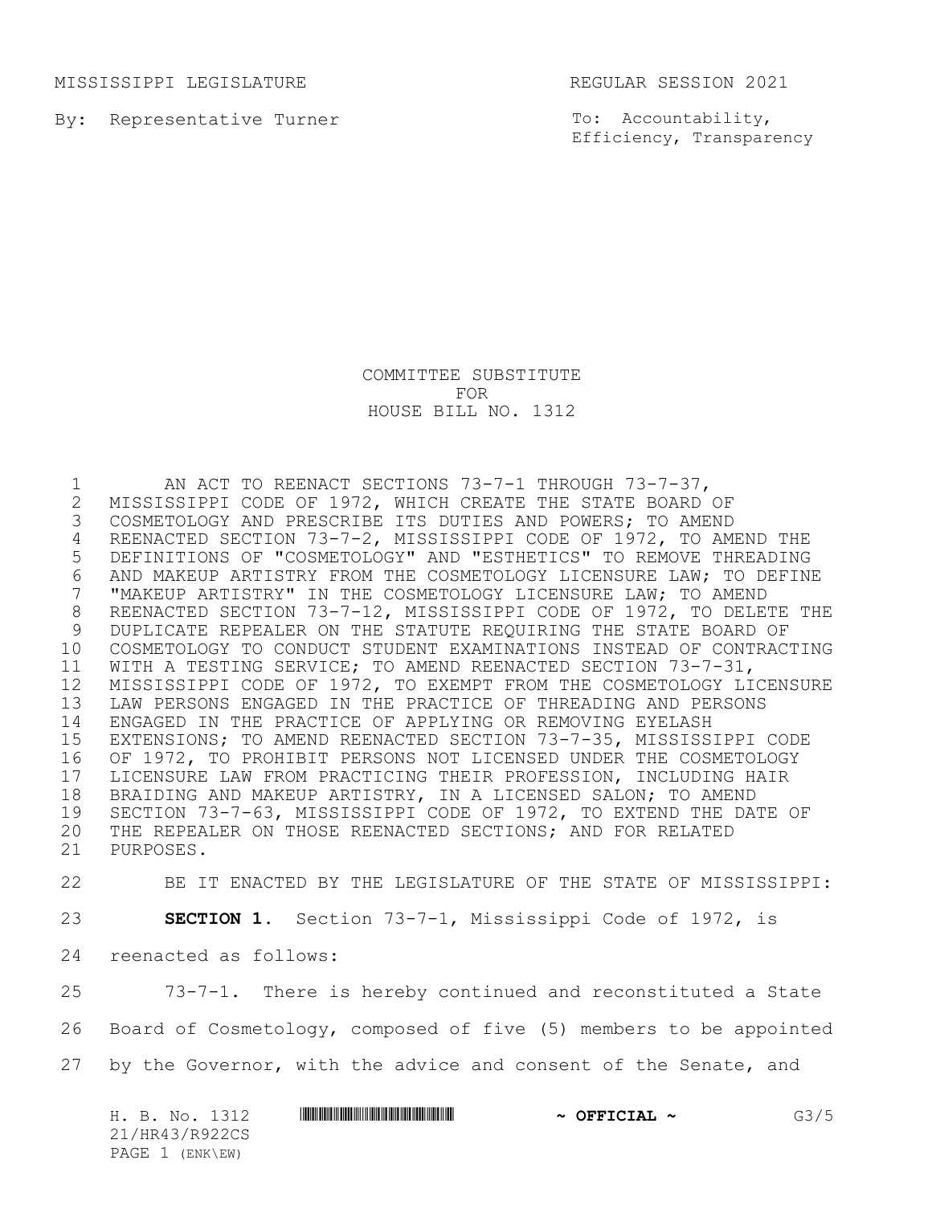MISSISSIPPI LEGISLATURE REGULAR SESSION 2021

By: Representative Turner

To: Accountability, Efficiency, Transparency

COMMITTEE SUBSTITUTE
FOR
HOUSE BILL NO. 1312

AN ACT TO REENACT SECTIONS 73-7-1 THROUGH 73-7-37, MISSISSIPPI CODE OF 1972, WHICH CREATE THE STATE BOARD OF COSMETOLOGY AND PRESCRIBE ITS DUTIES AND POWERS; TO AMEND REENACTED SECTION 73-7-2, MISSISSIPPI CODE OF 1972, TO AMEND THE DEFINITIONS OF "COSMETOLOGY" AND "ESTHETICS" TO REMOVE THREADING AND MAKEUP ARTISTRY FROM THE COSMETOLOGY LICENSURE LAW; TO DEFINE "MAKEUP ARTISTRY" IN THE COSMETOLOGY LICENSURE LAW; TO AMEND REENACTED SECTION 73-7-12, MISSISSIPPI CODE OF 1972, TO DELETE THE DUPLICATE REPEALER ON THE STATUTE REQUIRING THE STATE BOARD OF COSMETOLOGY TO CONDUCT STUDENT EXAMINATIONS INSTEAD OF CONTRACTING WITH A TESTING SERVICE; TO AMEND REENACTED SECTION 73-7-31, MISSISSIPPI CODE OF 1972, TO EXEMPT FROM THE COSMETOLOGY LICENSURE LAW PERSONS ENGAGED IN THE PRACTICE OF THREADING AND PERSONS ENGAGED IN THE PRACTICE OF APPLYING OR REMOVING EYELASH EXTENSIONS; TO AMEND REENACTED SECTION 73-7-35, MISSISSIPPI CODE OF 1972, TO PROHIBIT PERSONS NOT LICENSED UNDER THE COSMETOLOGY LICENSURE LAW FROM PRACTICING THEIR PROFESSION, INCLUDING HAIR BRAIDING AND MAKEUP ARTISTRY, IN A LICENSED SALON; TO AMEND SECTION 73-7-63, MISSISSIPPI CODE OF 1972, TO EXTEND THE DATE OF THE REPEALER ON THOSE REENACTED SECTIONS; AND FOR RELATED PURPOSES.

BE IT ENACTED BY THE LEGISLATURE OF THE STATE OF MISSISSIPPI:

**SECTION 1.** Section 73-7-1, Mississippi Code of 1972, is reenacted as follows:

73-7-1. There is hereby continued and reconstituted a State Board of Cosmetology, composed of five (5) members to be appointed by the Governor, with the advice and consent of the Senate, and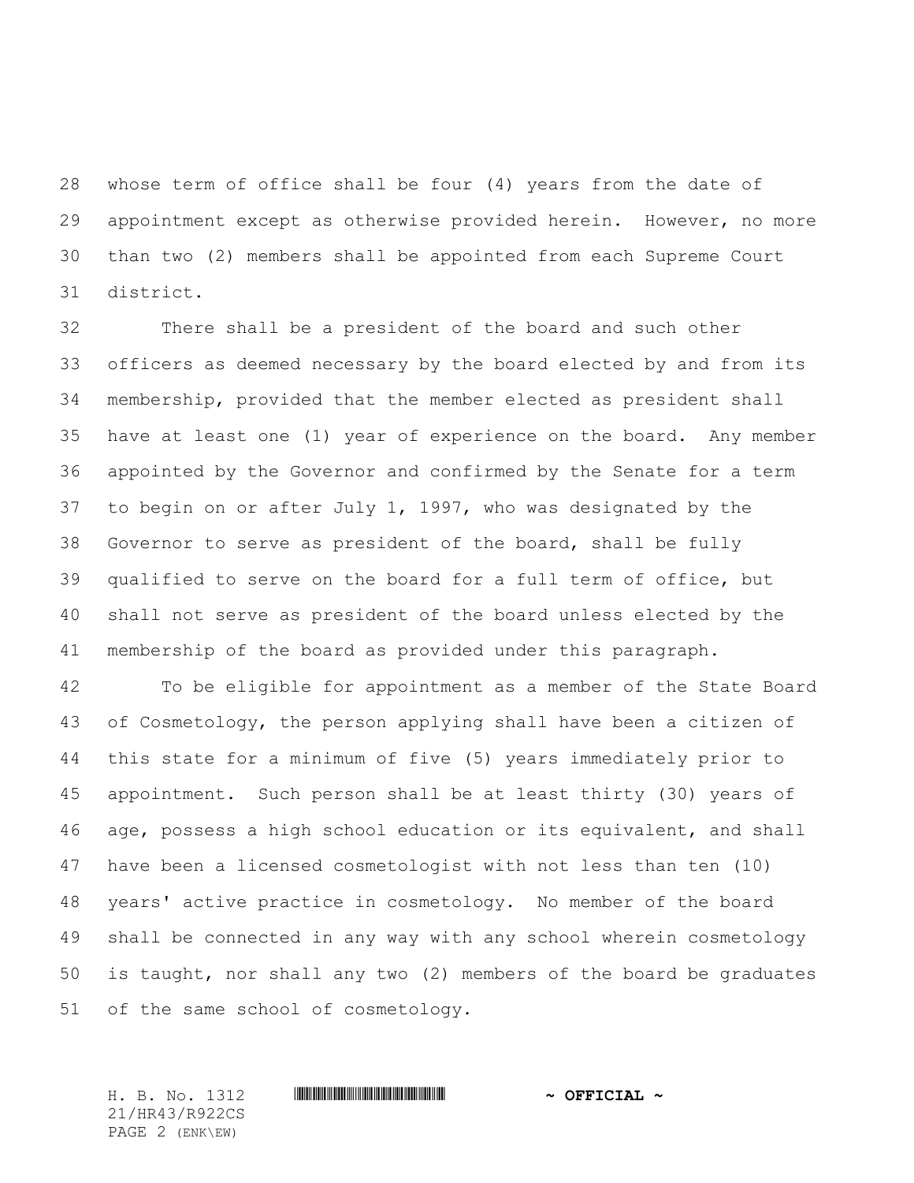whose term of office shall be four (4) years from the date of appointment except as otherwise provided herein. However, no more than two (2) members shall be appointed from each Supreme Court district.

There shall be a president of the board and such other officers as deemed necessary by the board elected by and from its membership, provided that the member elected as president shall have at least one (1) year of experience on the board. Any member appointed by the Governor and confirmed by the Senate for a term to begin on or after July 1, 1997, who was designated by the Governor to serve as president of the board, shall be fully qualified to serve on the board for a full term of office, but shall not serve as president of the board unless elected by the membership of the board as provided under this paragraph.

To be eligible for appointment as a member of the State Board of Cosmetology, the person applying shall have been a citizen of this state for a minimum of five (5) years immediately prior to appointment. Such person shall be at least thirty (30) years of age, possess a high school education or its equivalent, and shall have been a licensed cosmetologist with not less than ten (10) years' active practice in cosmetology. No member of the board shall be connected in any way with any school wherein cosmetology is taught, nor shall any two (2) members of the board be graduates of the same school of cosmetology.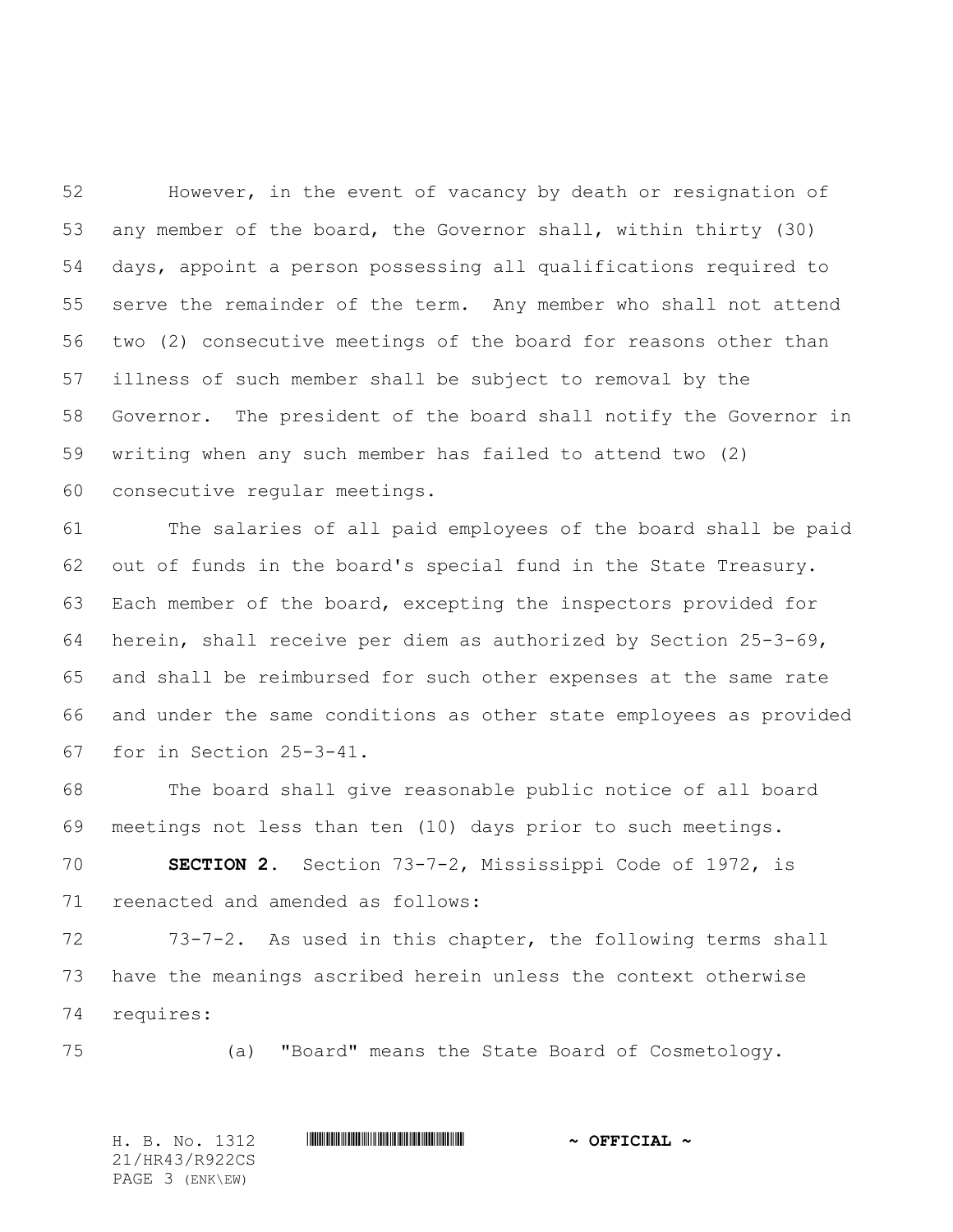However, in the event of vacancy by death or resignation of any member of the board, the Governor shall, within thirty (30) days, appoint a person possessing all qualifications required to serve the remainder of the term. Any member who shall not attend two (2) consecutive meetings of the board for reasons other than illness of such member shall be subject to removal by the Governor. The president of the board shall notify the Governor in writing when any such member has failed to attend two (2) consecutive regular meetings.

The salaries of all paid employees of the board shall be paid out of funds in the board's special fund in the State Treasury. Each member of the board, excepting the inspectors provided for herein, shall receive per diem as authorized by Section 25-3-69, and shall be reimbursed for such other expenses at the same rate and under the same conditions as other state employees as provided for in Section 25-3-41.

The board shall give reasonable public notice of all board meetings not less than ten (10) days prior to such meetings.

**SECTION 2.** Section 73-7-2, Mississippi Code of 1972, is reenacted and amended as follows:

73-7-2. As used in this chapter, the following terms shall have the meanings ascribed herein unless the context otherwise requires:

(a) "Board" means the State Board of Cosmetology.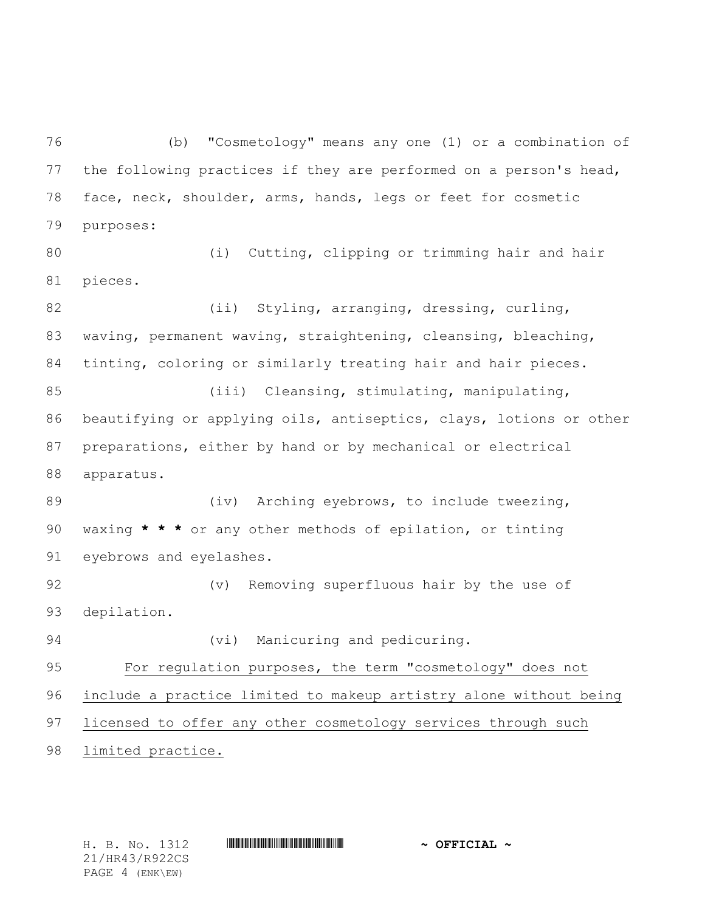(b) "Cosmetology" means any one (1) or a combination of the following practices if they are performed on a person's head, face, neck, shoulder, arms, hands, legs or feet for cosmetic purposes:

(i) Cutting, clipping or trimming hair and hair pieces.

(ii) Styling, arranging, dressing, curling, waving, permanent waving, straightening, cleansing, bleaching, tinting, coloring or similarly treating hair and hair pieces.

(iii) Cleansing, stimulating, manipulating, beautifying or applying oils, antiseptics, clays, lotions or other preparations, either by hand or by mechanical or electrical apparatus.

(iv) Arching eyebrows, to include tweezing, waxing **\* \* \*** or any other methods of epilation, or tinting eyebrows and eyelashes.

(v) Removing superfluous hair by the use of depilation.

(vi) Manicuring and pedicuring.

<u>For regulation purposes, the term "cosmetology" does not include a practice limited to makeup artistry alone without being licensed to offer any other cosmetology services through such limited practice.</u>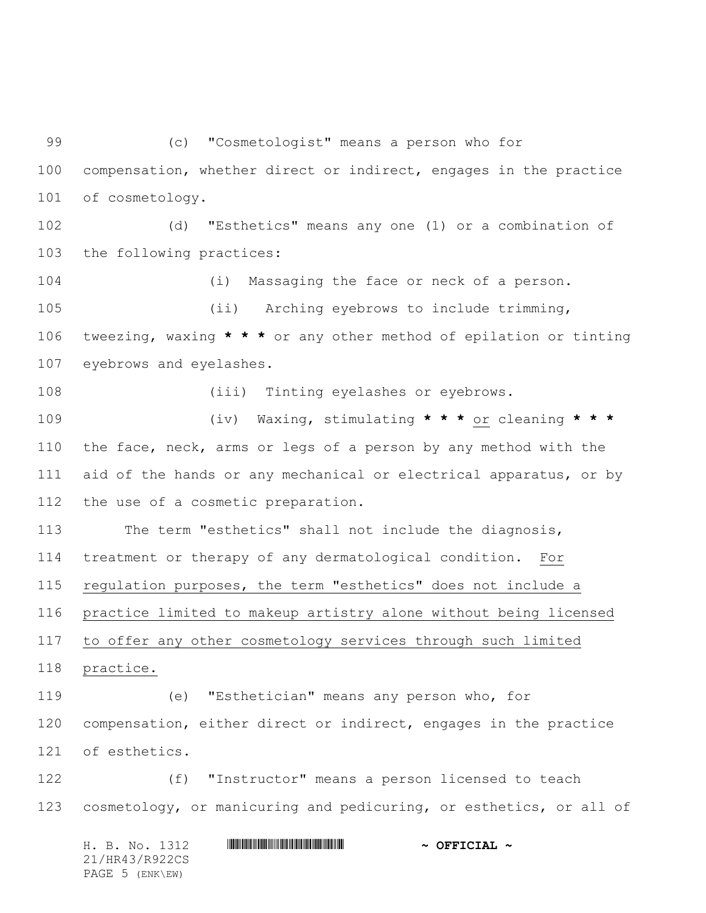(c) "Cosmetologist" means a person who for compensation, whether direct or indirect, engages in the practice of cosmetology.

(d) "Esthetics" means any one (1) or a combination of the following practices:

(i) Massaging the face or neck of a person.

(ii) Arching eyebrows to include trimming, tweezing, waxing **\* \* \*** or any other method of epilation or tinting eyebrows and eyelashes.

(iii) Tinting eyelashes or eyebrows.

(iv) Waxing, stimulating **\* \* \*** <u>or</u> cleaning **\* \* \*** the face, neck, arms or legs of a person by any method with the aid of the hands or any mechanical or electrical apparatus, or by the use of a cosmetic preparation.

The term "esthetics" shall not include the diagnosis, treatment or therapy of any dermatological condition. <u>For regulation purposes, the term "esthetics" does not include a practice limited to makeup artistry alone without being licensed to offer any other cosmetology services through such limited practice.</u>

(e) "Esthetician" means any person who, for compensation, either direct or indirect, engages in the practice of esthetics.

(f) "Instructor" means a person licensed to teach cosmetology, or manicuring and pedicuring, or esthetics, or all of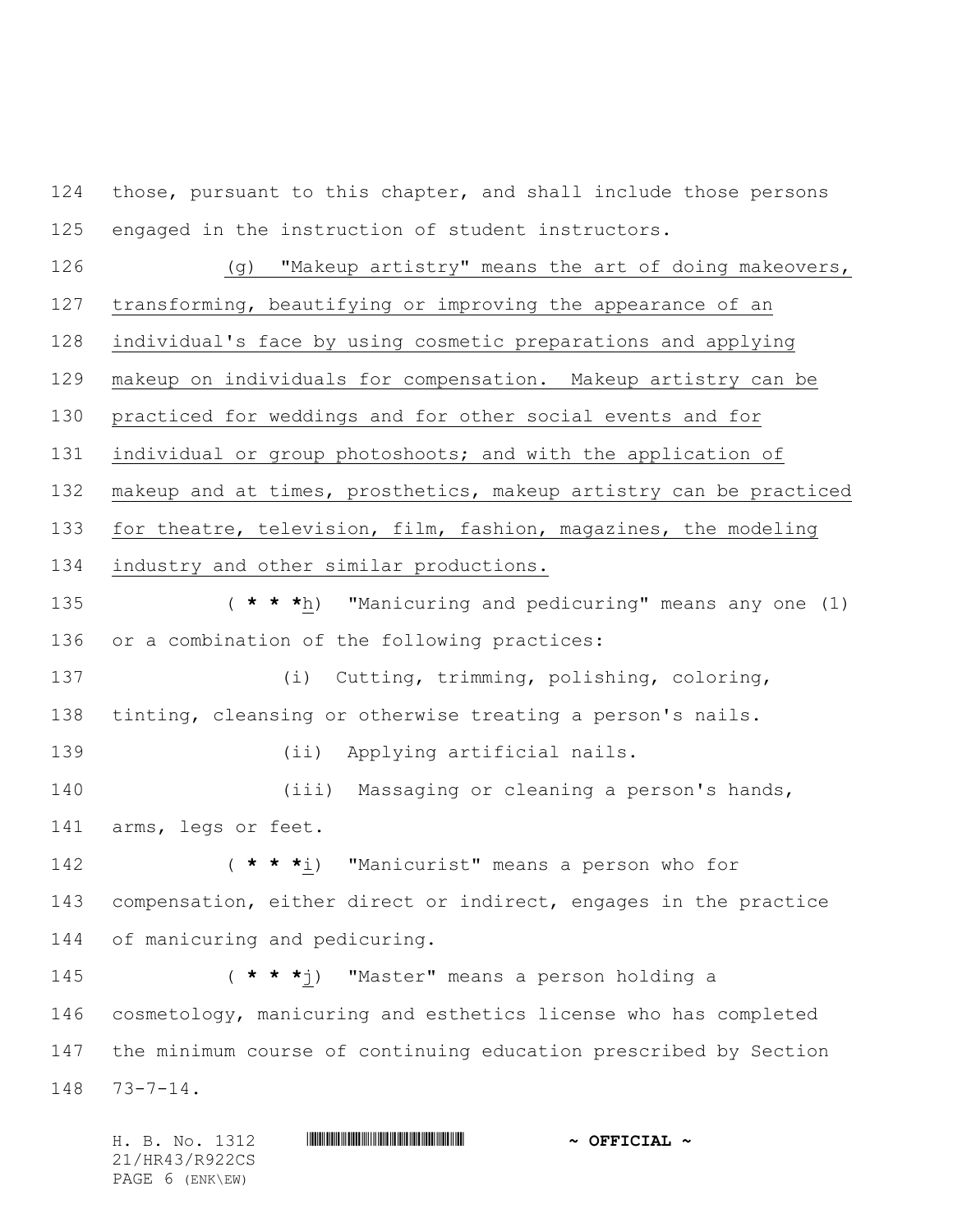those, pursuant to this chapter, and shall include those persons engaged in the instruction of student instructors.

(g) "Makeup artistry" means the art of doing makeovers, transforming, beautifying or improving the appearance of an individual's face by using cosmetic preparations and applying makeup on individuals for compensation. Makeup artistry can be practiced for weddings and for other social events and for individual or group photoshoots; and with the application of makeup and at times, prosthetics, makeup artistry can be practiced for theatre, television, film, fashion, magazines, the modeling industry and other similar productions.

( * * *h) "Manicuring and pedicuring" means any one (1) or a combination of the following practices:

(i) Cutting, trimming, polishing, coloring, tinting, cleansing or otherwise treating a person's nails.

(ii) Applying artificial nails.

(iii) Massaging or cleaning a person's hands, arms, legs or feet.

( * * *i) "Manicurist" means a person who for compensation, either direct or indirect, engages in the practice of manicuring and pedicuring.

( * * *j) "Master" means a person holding a cosmetology, manicuring and esthetics license who has completed the minimum course of continuing education prescribed by Section 73-7-14.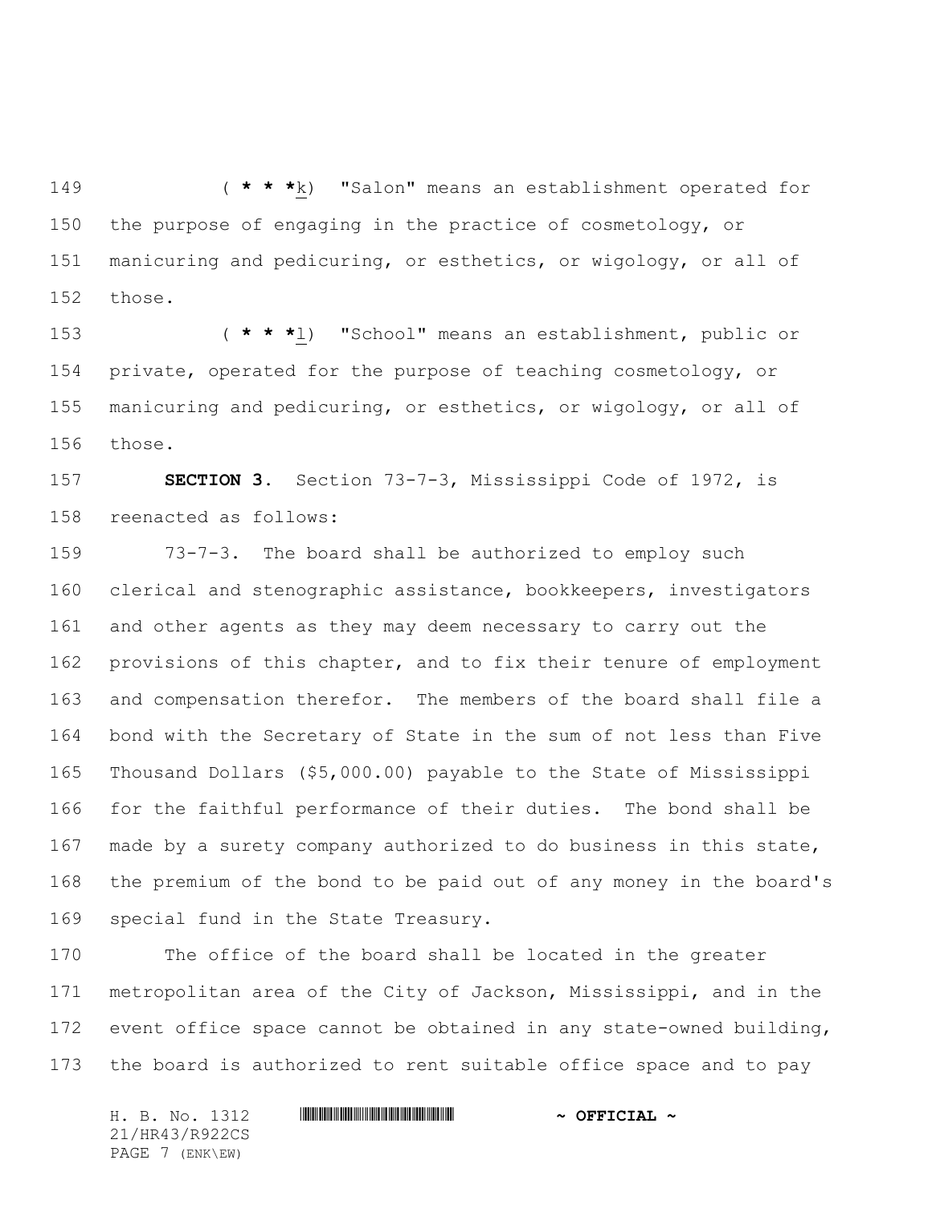( * * *k) "Salon" means an establishment operated for the purpose of engaging in the practice of cosmetology, or manicuring and pedicuring, or esthetics, or wigology, or all of those.

( * * *l) "School" means an establishment, public or private, operated for the purpose of teaching cosmetology, or manicuring and pedicuring, or esthetics, or wigology, or all of those.

**SECTION 3.** Section 73-7-3, Mississippi Code of 1972, is reenacted as follows:

73-7-3. The board shall be authorized to employ such clerical and stenographic assistance, bookkeepers, investigators and other agents as they may deem necessary to carry out the provisions of this chapter, and to fix their tenure of employment and compensation therefor. The members of the board shall file a bond with the Secretary of State in the sum of not less than Five Thousand Dollars ($5,000.00) payable to the State of Mississippi for the faithful performance of their duties. The bond shall be made by a surety company authorized to do business in this state, the premium of the bond to be paid out of any money in the board's special fund in the State Treasury.

The office of the board shall be located in the greater metropolitan area of the City of Jackson, Mississippi, and in the event office space cannot be obtained in any state-owned building, the board is authorized to rent suitable office space and to pay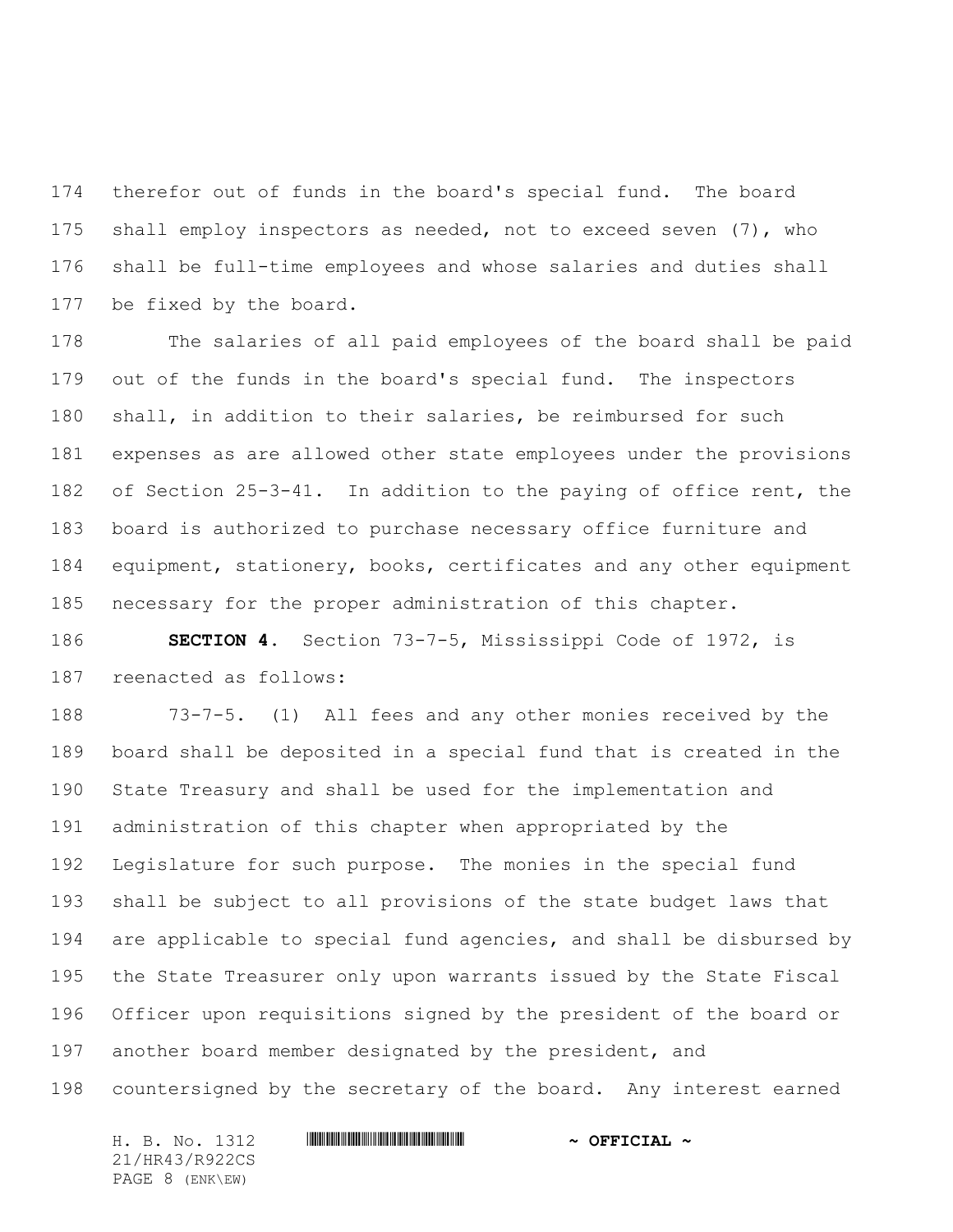therefor out of funds in the board's special fund. The board shall employ inspectors as needed, not to exceed seven (7), who shall be full-time employees and whose salaries and duties shall be fixed by the board.

The salaries of all paid employees of the board shall be paid out of the funds in the board's special fund. The inspectors shall, in addition to their salaries, be reimbursed for such expenses as are allowed other state employees under the provisions of Section 25-3-41. In addition to the paying of office rent, the board is authorized to purchase necessary office furniture and equipment, stationery, books, certificates and any other equipment necessary for the proper administration of this chapter.

**SECTION 4.** Section 73-7-5, Mississippi Code of 1972, is reenacted as follows:

73-7-5. (1) All fees and any other monies received by the board shall be deposited in a special fund that is created in the State Treasury and shall be used for the implementation and administration of this chapter when appropriated by the Legislature for such purpose. The monies in the special fund shall be subject to all provisions of the state budget laws that are applicable to special fund agencies, and shall be disbursed by the State Treasurer only upon warrants issued by the State Fiscal Officer upon requisitions signed by the president of the board or another board member designated by the president, and countersigned by the secretary of the board. Any interest earned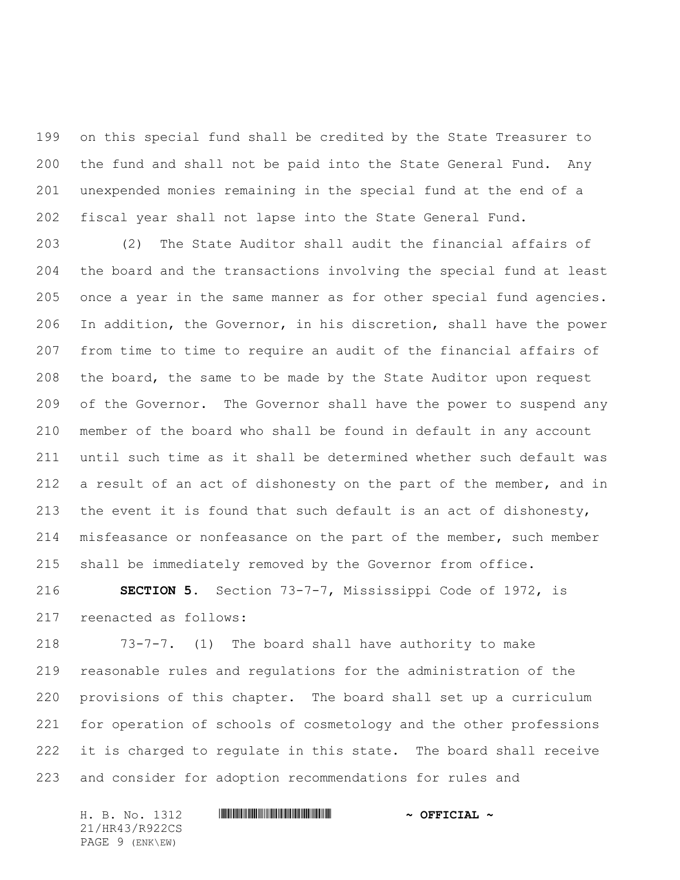on this special fund shall be credited by the State Treasurer to the fund and shall not be paid into the State General Fund. Any unexpended monies remaining in the special fund at the end of a fiscal year shall not lapse into the State General Fund.

(2) The State Auditor shall audit the financial affairs of the board and the transactions involving the special fund at least once a year in the same manner as for other special fund agencies. In addition, the Governor, in his discretion, shall have the power from time to time to require an audit of the financial affairs of the board, the same to be made by the State Auditor upon request of the Governor. The Governor shall have the power to suspend any member of the board who shall be found in default in any account until such time as it shall be determined whether such default was a result of an act of dishonesty on the part of the member, and in the event it is found that such default is an act of dishonesty, misfeasance or nonfeasance on the part of the member, such member shall be immediately removed by the Governor from office.

**SECTION 5.** Section 73-7-7, Mississippi Code of 1972, is reenacted as follows:

73-7-7. (1) The board shall have authority to make reasonable rules and regulations for the administration of the provisions of this chapter. The board shall set up a curriculum for operation of schools of cosmetology and the other professions it is charged to regulate in this state. The board shall receive and consider for adoption recommendations for rules and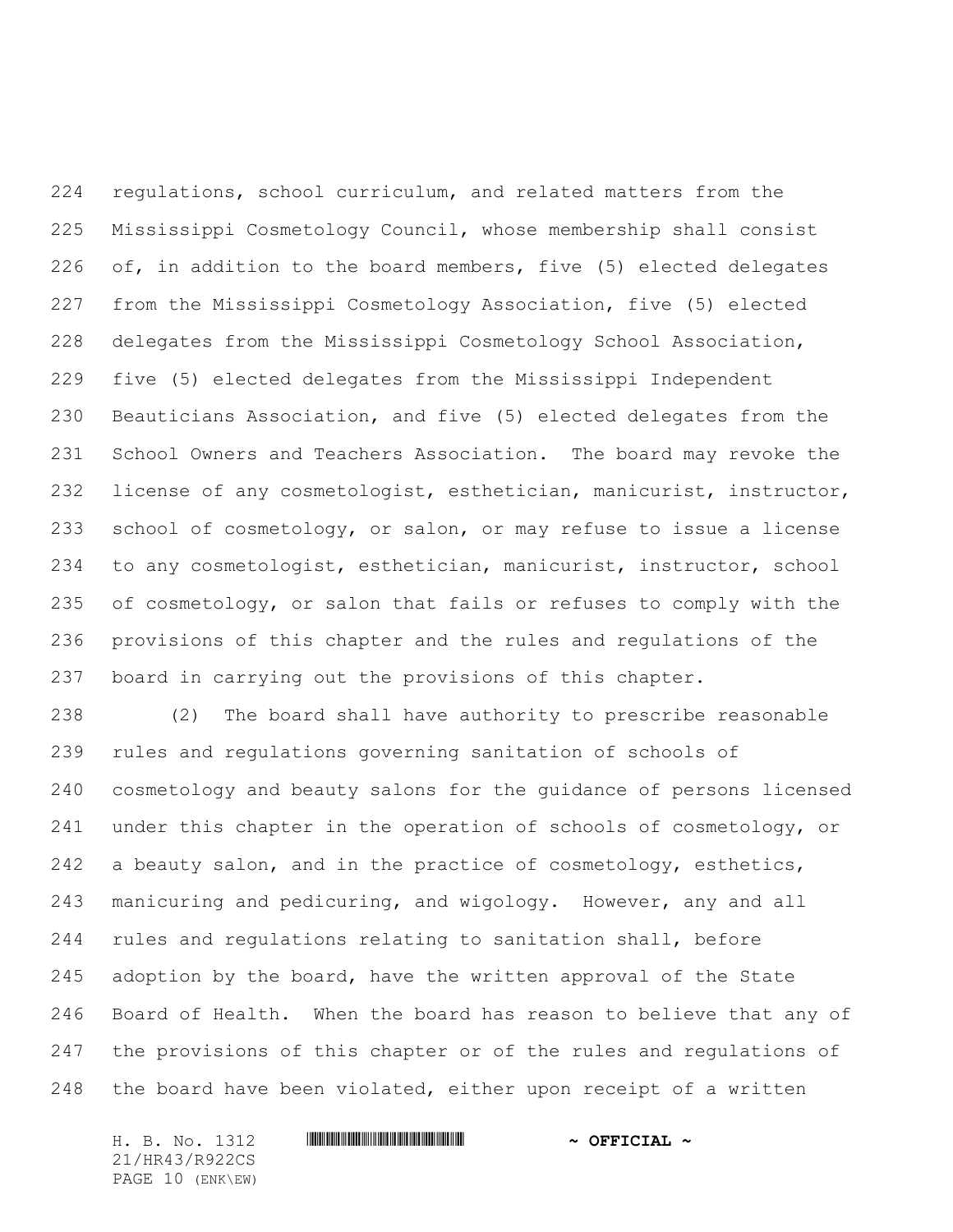regulations, school curriculum, and related matters from the Mississippi Cosmetology Council, whose membership shall consist of, in addition to the board members, five (5) elected delegates from the Mississippi Cosmetology Association, five (5) elected delegates from the Mississippi Cosmetology School Association, five (5) elected delegates from the Mississippi Independent Beauticians Association, and five (5) elected delegates from the School Owners and Teachers Association. The board may revoke the license of any cosmetologist, esthetician, manicurist, instructor, school of cosmetology, or salon, or may refuse to issue a license to any cosmetologist, esthetician, manicurist, instructor, school of cosmetology, or salon that fails or refuses to comply with the provisions of this chapter and the rules and regulations of the board in carrying out the provisions of this chapter.

(2) The board shall have authority to prescribe reasonable rules and regulations governing sanitation of schools of cosmetology and beauty salons for the guidance of persons licensed under this chapter in the operation of schools of cosmetology, or a beauty salon, and in the practice of cosmetology, esthetics, manicuring and pedicuring, and wigology. However, any and all rules and regulations relating to sanitation shall, before adoption by the board, have the written approval of the State Board of Health. When the board has reason to believe that any of the provisions of this chapter or of the rules and regulations of the board have been violated, either upon receipt of a written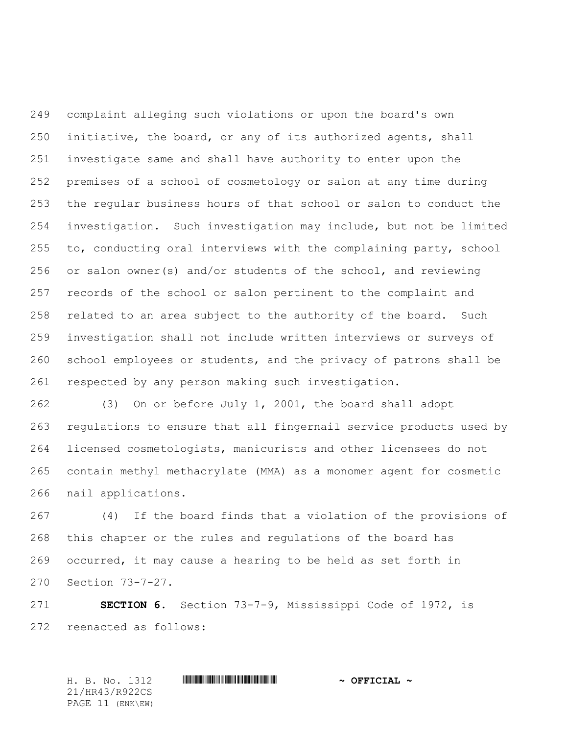complaint alleging such violations or upon the board's own initiative, the board, or any of its authorized agents, shall investigate same and shall have authority to enter upon the premises of a school of cosmetology or salon at any time during the regular business hours of that school or salon to conduct the investigation. Such investigation may include, but not be limited to, conducting oral interviews with the complaining party, school or salon owner(s) and/or students of the school, and reviewing records of the school or salon pertinent to the complaint and related to an area subject to the authority of the board. Such investigation shall not include written interviews or surveys of school employees or students, and the privacy of patrons shall be respected by any person making such investigation.

(3) On or before July 1, 2001, the board shall adopt regulations to ensure that all fingernail service products used by licensed cosmetologists, manicurists and other licensees do not contain methyl methacrylate (MMA) as a monomer agent for cosmetic nail applications.

(4) If the board finds that a violation of the provisions of this chapter or the rules and regulations of the board has occurred, it may cause a hearing to be held as set forth in Section 73-7-27.

**SECTION 6.** Section 73-7-9, Mississippi Code of 1972, is reenacted as follows: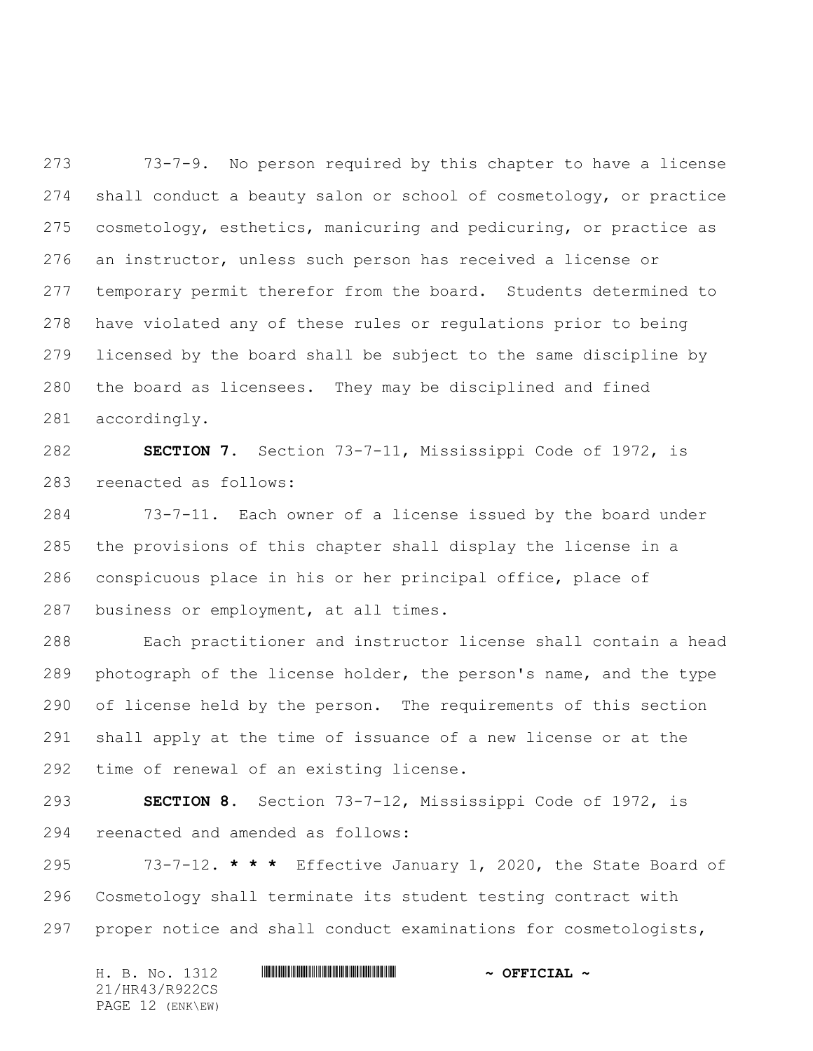73-7-9. No person required by this chapter to have a license shall conduct a beauty salon or school of cosmetology, or practice cosmetology, esthetics, manicuring and pedicuring, or practice as an instructor, unless such person has received a license or temporary permit therefor from the board. Students determined to have violated any of these rules or regulations prior to being licensed by the board shall be subject to the same discipline by the board as licensees. They may be disciplined and fined accordingly.

**SECTION 7.** Section 73-7-11, Mississippi Code of 1972, is reenacted as follows:

73-7-11. Each owner of a license issued by the board under the provisions of this chapter shall display the license in a conspicuous place in his or her principal office, place of business or employment, at all times.

Each practitioner and instructor license shall contain a head photograph of the license holder, the person's name, and the type of license held by the person. The requirements of this section shall apply at the time of issuance of a new license or at the time of renewal of an existing license.

**SECTION 8.** Section 73-7-12, Mississippi Code of 1972, is reenacted and amended as follows:

73-7-12. *** * *** Effective January 1, 2020, the State Board of Cosmetology shall terminate its student testing contract with proper notice and shall conduct examinations for cosmetologists,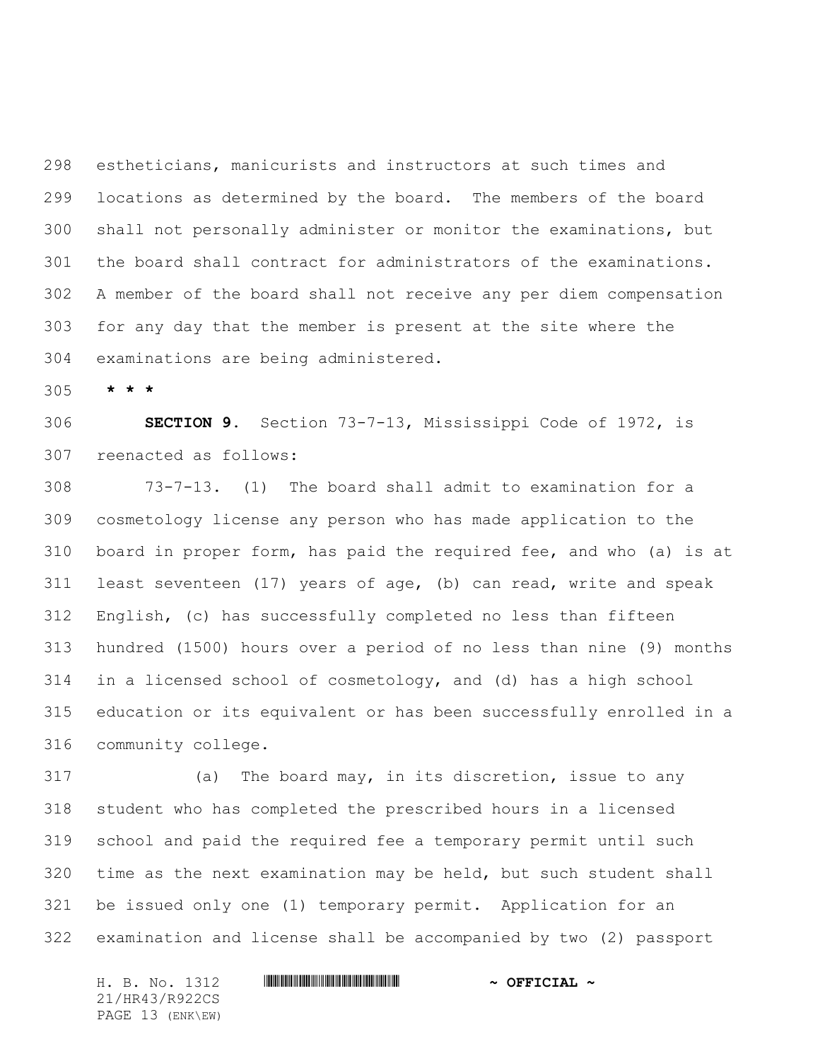estheticians, manicurists and instructors at such times and locations as determined by the board. The members of the board shall not personally administer or monitor the examinations, but the board shall contract for administrators of the examinations. A member of the board shall not receive any per diem compensation for any day that the member is present at the site where the examinations are being administered.

**\* \* \***

**SECTION 9.** Section 73-7-13, Mississippi Code of 1972, is reenacted as follows:

73-7-13. (1) The board shall admit to examination for a cosmetology license any person who has made application to the board in proper form, has paid the required fee, and who (a) is at least seventeen (17) years of age, (b) can read, write and speak English, (c) has successfully completed no less than fifteen hundred (1500) hours over a period of no less than nine (9) months in a licensed school of cosmetology, and (d) has a high school education or its equivalent or has been successfully enrolled in a community college.

(a) The board may, in its discretion, issue to any student who has completed the prescribed hours in a licensed school and paid the required fee a temporary permit until such time as the next examination may be held, but such student shall be issued only one (1) temporary permit. Application for an examination and license shall be accompanied by two (2) passport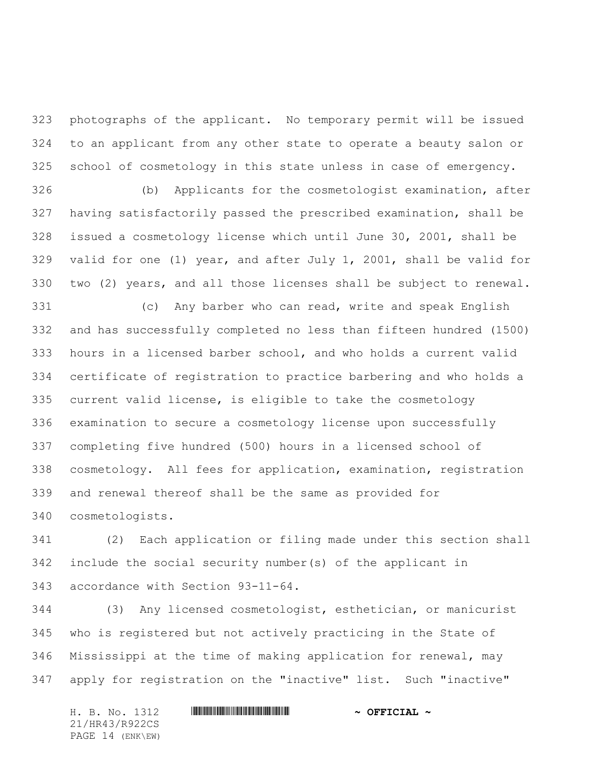photographs of the applicant. No temporary permit will be issued to an applicant from any other state to operate a beauty salon or school of cosmetology in this state unless in case of emergency.

(b) Applicants for the cosmetologist examination, after having satisfactorily passed the prescribed examination, shall be issued a cosmetology license which until June 30, 2001, shall be valid for one (1) year, and after July 1, 2001, shall be valid for two (2) years, and all those licenses shall be subject to renewal.

(c) Any barber who can read, write and speak English and has successfully completed no less than fifteen hundred (1500) hours in a licensed barber school, and who holds a current valid certificate of registration to practice barbering and who holds a current valid license, is eligible to take the cosmetology examination to secure a cosmetology license upon successfully completing five hundred (500) hours in a licensed school of cosmetology. All fees for application, examination, registration and renewal thereof shall be the same as provided for cosmetologists.

(2) Each application or filing made under this section shall include the social security number(s) of the applicant in accordance with Section 93-11-64.

(3) Any licensed cosmetologist, esthetician, or manicurist who is registered but not actively practicing in the State of Mississippi at the time of making application for renewal, may apply for registration on the "inactive" list. Such "inactive"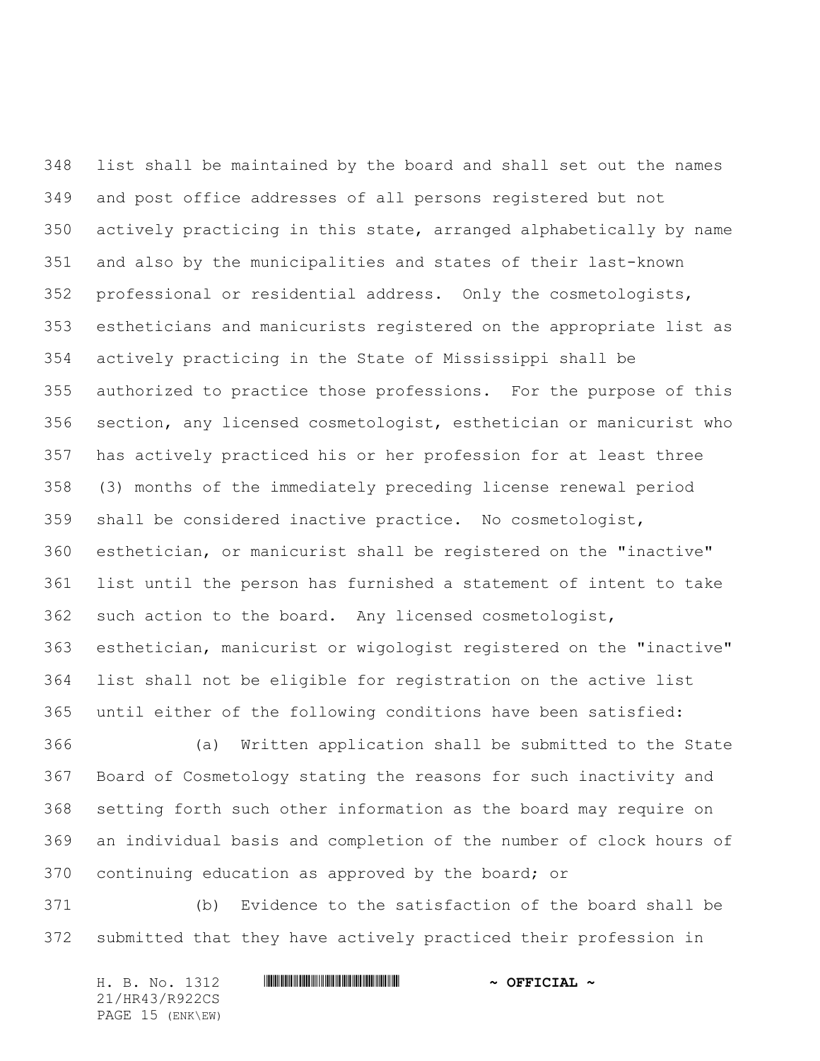list shall be maintained by the board and shall set out the names and post office addresses of all persons registered but not actively practicing in this state, arranged alphabetically by name and also by the municipalities and states of their last-known professional or residential address. Only the cosmetologists, estheticians and manicurists registered on the appropriate list as actively practicing in the State of Mississippi shall be authorized to practice those professions. For the purpose of this section, any licensed cosmetologist, esthetician or manicurist who has actively practiced his or her profession for at least three (3) months of the immediately preceding license renewal period shall be considered inactive practice. No cosmetologist, esthetician, or manicurist shall be registered on the "inactive" list until the person has furnished a statement of intent to take such action to the board. Any licensed cosmetologist, esthetician, manicurist or wigologist registered on the "inactive" list shall not be eligible for registration on the active list until either of the following conditions have been satisfied:

(a) Written application shall be submitted to the State Board of Cosmetology stating the reasons for such inactivity and setting forth such other information as the board may require on an individual basis and completion of the number of clock hours of continuing education as approved by the board; or

(b) Evidence to the satisfaction of the board shall be submitted that they have actively practiced their profession in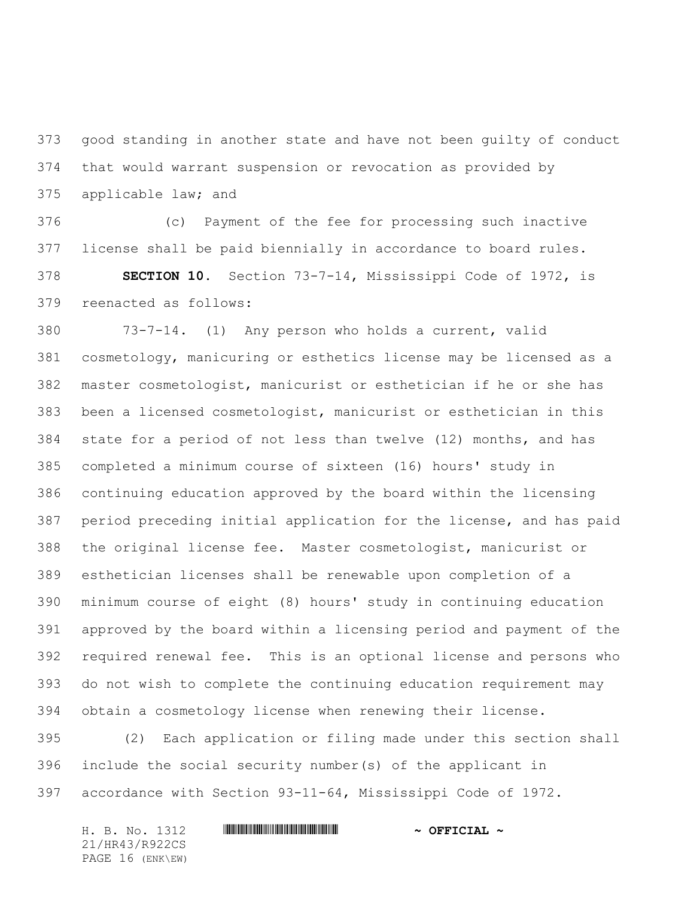good standing in another state and have not been guilty of conduct that would warrant suspension or revocation as provided by applicable law; and

(c) Payment of the fee for processing such inactive license shall be paid biennially in accordance to board rules.

**SECTION 10.** Section 73-7-14, Mississippi Code of 1972, is reenacted as follows:

73-7-14. (1) Any person who holds a current, valid cosmetology, manicuring or esthetics license may be licensed as a master cosmetologist, manicurist or esthetician if he or she has been a licensed cosmetologist, manicurist or esthetician in this state for a period of not less than twelve (12) months, and has completed a minimum course of sixteen (16) hours' study in continuing education approved by the board within the licensing period preceding initial application for the license, and has paid the original license fee. Master cosmetologist, manicurist or esthetician licenses shall be renewable upon completion of a minimum course of eight (8) hours' study in continuing education approved by the board within a licensing period and payment of the required renewal fee. This is an optional license and persons who do not wish to complete the continuing education requirement may obtain a cosmetology license when renewing their license.

(2) Each application or filing made under this section shall include the social security number(s) of the applicant in accordance with Section 93-11-64, Mississippi Code of 1972.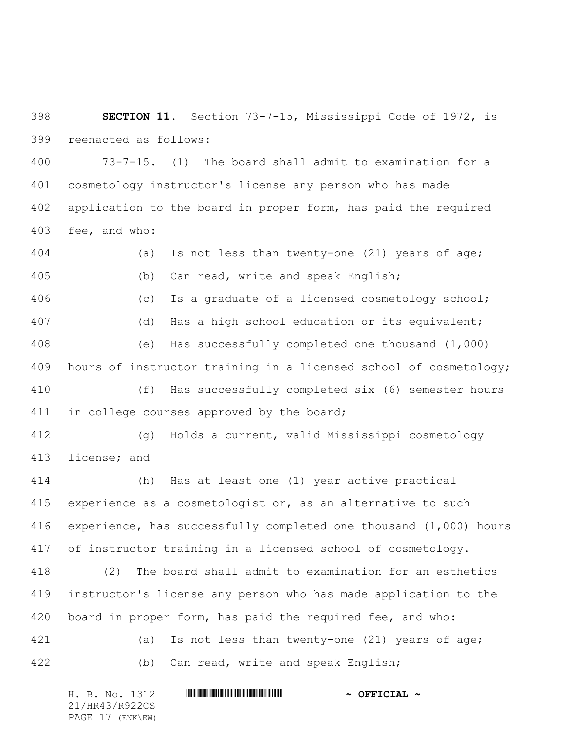**SECTION 11.** Section 73-7-15, Mississippi Code of 1972, is reenacted as follows:

73-7-15. (1) The board shall admit to examination for a cosmetology instructor's license any person who has made application to the board in proper form, has paid the required fee, and who:

(a) Is not less than twenty-one (21) years of age;

(b) Can read, write and speak English;

(c) Is a graduate of a licensed cosmetology school;

(d) Has a high school education or its equivalent;

(e) Has successfully completed one thousand (1,000) hours of instructor training in a licensed school of cosmetology;

(f) Has successfully completed six (6) semester hours in college courses approved by the board;

(g) Holds a current, valid Mississippi cosmetology license; and

(h) Has at least one (1) year active practical experience as a cosmetologist or, as an alternative to such experience, has successfully completed one thousand (1,000) hours of instructor training in a licensed school of cosmetology.

(2) The board shall admit to examination for an esthetics instructor's license any person who has made application to the board in proper form, has paid the required fee, and who:

(a) Is not less than twenty-one (21) years of age;

(b) Can read, write and speak English;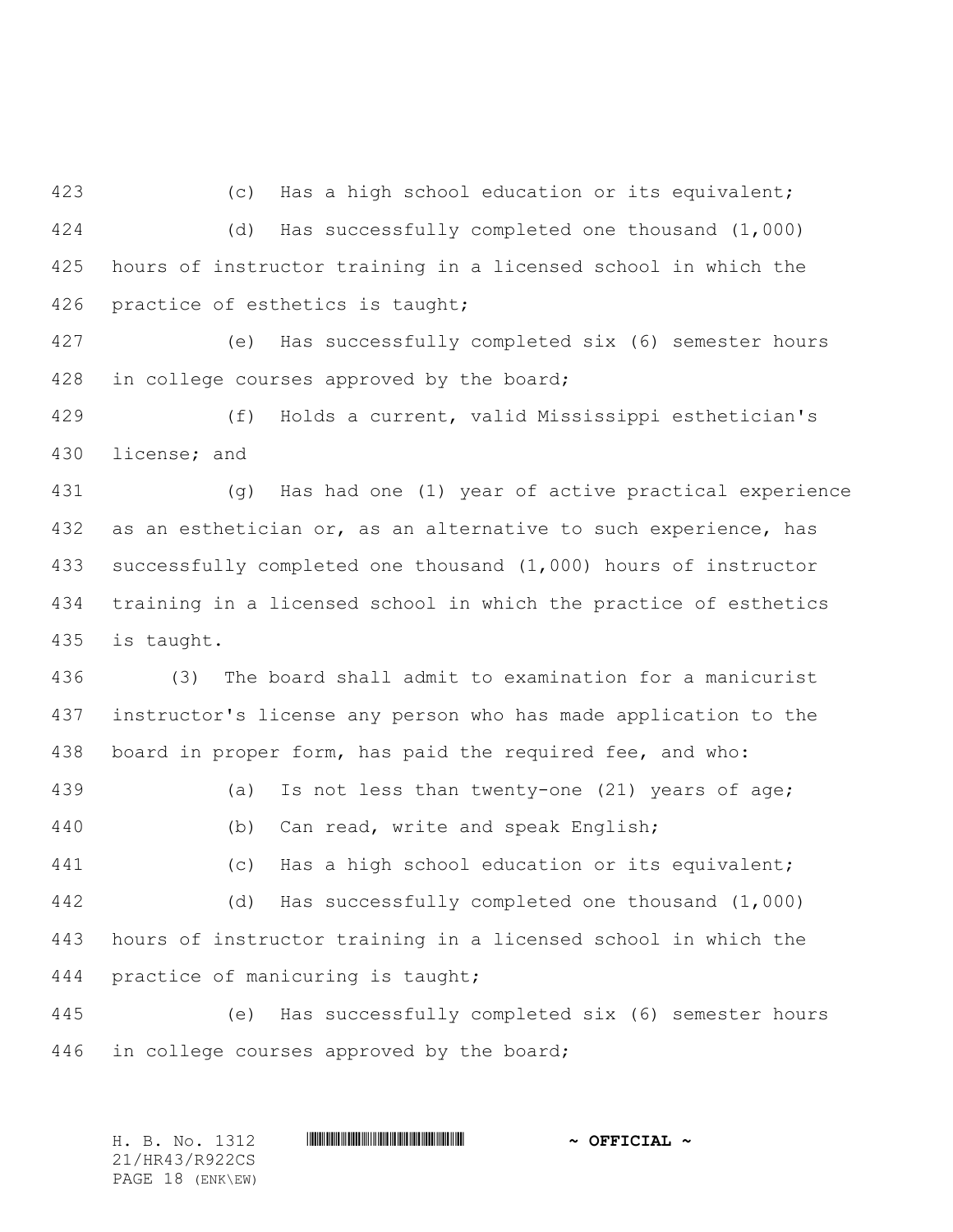(c) Has a high school education or its equivalent;

(d) Has successfully completed one thousand (1,000) hours of instructor training in a licensed school in which the practice of esthetics is taught;

(e) Has successfully completed six (6) semester hours in college courses approved by the board;

(f) Holds a current, valid Mississippi esthetician's license; and

(g) Has had one (1) year of active practical experience as an esthetician or, as an alternative to such experience, has successfully completed one thousand (1,000) hours of instructor training in a licensed school in which the practice of esthetics is taught.

(3) The board shall admit to examination for a manicurist instructor's license any person who has made application to the board in proper form, has paid the required fee, and who:

(a) Is not less than twenty-one (21) years of age;

(b) Can read, write and speak English;

(c) Has a high school education or its equivalent;

(d) Has successfully completed one thousand (1,000) hours of instructor training in a licensed school in which the practice of manicuring is taught;

(e) Has successfully completed six (6) semester hours in college courses approved by the board;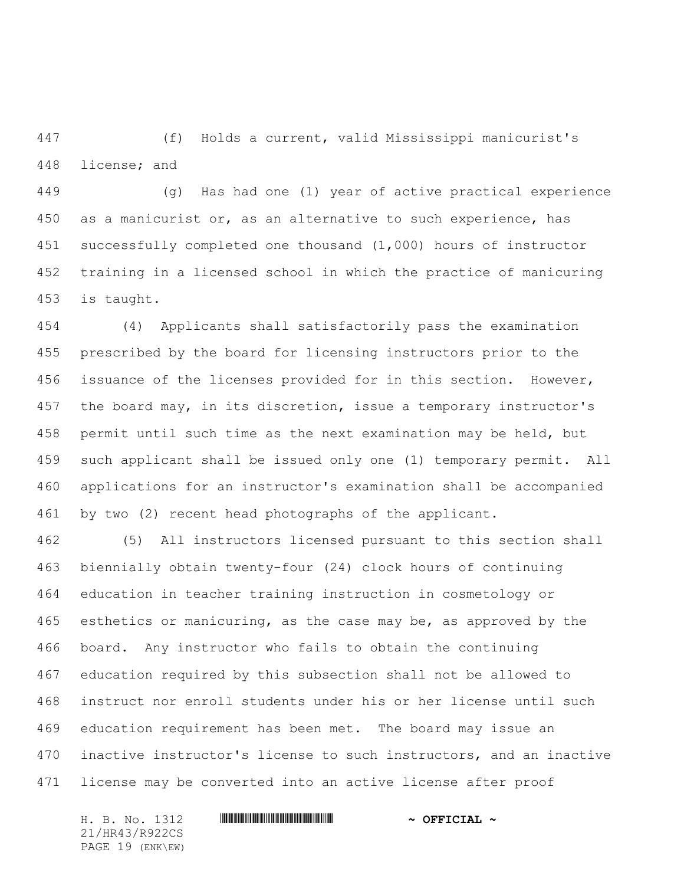(f) Holds a current, valid Mississippi manicurist's license; and

(g) Has had one (1) year of active practical experience as a manicurist or, as an alternative to such experience, has successfully completed one thousand (1,000) hours of instructor training in a licensed school in which the practice of manicuring is taught.

(4) Applicants shall satisfactorily pass the examination prescribed by the board for licensing instructors prior to the issuance of the licenses provided for in this section. However, the board may, in its discretion, issue a temporary instructor's permit until such time as the next examination may be held, but such applicant shall be issued only one (1) temporary permit. All applications for an instructor's examination shall be accompanied by two (2) recent head photographs of the applicant.

(5) All instructors licensed pursuant to this section shall biennially obtain twenty-four (24) clock hours of continuing education in teacher training instruction in cosmetology or esthetics or manicuring, as the case may be, as approved by the board. Any instructor who fails to obtain the continuing education required by this subsection shall not be allowed to instruct nor enroll students under his or her license until such education requirement has been met. The board may issue an inactive instructor's license to such instructors, and an inactive license may be converted into an active license after proof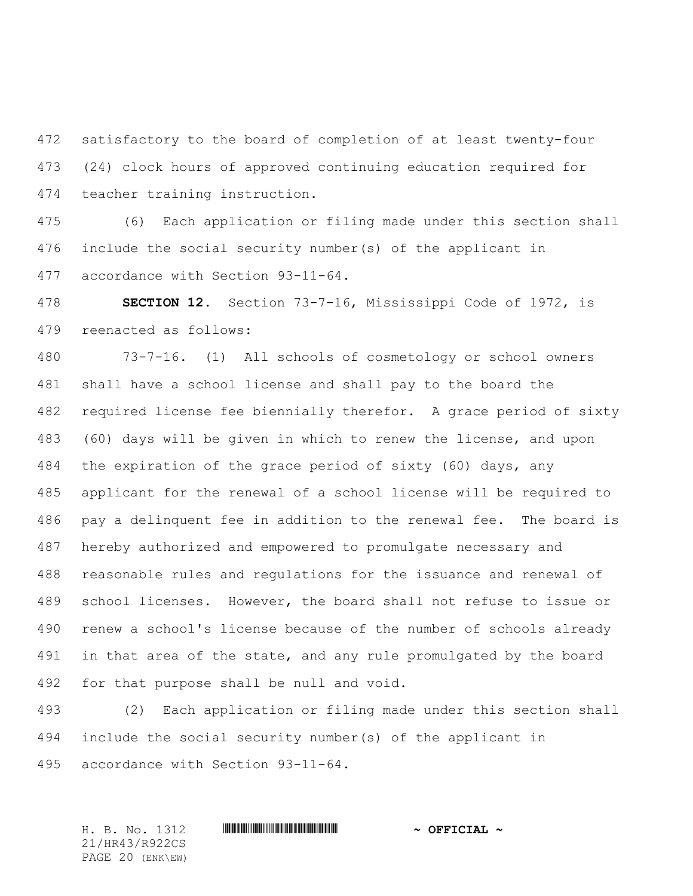satisfactory to the board of completion of at least twenty-four (24) clock hours of approved continuing education required for teacher training instruction.

(6) Each application or filing made under this section shall include the social security number(s) of the applicant in accordance with Section 93-11-64.

**SECTION 12.** Section 73-7-16, Mississippi Code of 1972, is reenacted as follows:

73-7-16. (1) All schools of cosmetology or school owners shall have a school license and shall pay to the board the required license fee biennially therefor. A grace period of sixty (60) days will be given in which to renew the license, and upon the expiration of the grace period of sixty (60) days, any applicant for the renewal of a school license will be required to pay a delinquent fee in addition to the renewal fee. The board is hereby authorized and empowered to promulgate necessary and reasonable rules and regulations for the issuance and renewal of school licenses. However, the board shall not refuse to issue or renew a school's license because of the number of schools already in that area of the state, and any rule promulgated by the board for that purpose shall be null and void.

(2) Each application or filing made under this section shall include the social security number(s) of the applicant in accordance with Section 93-11-64.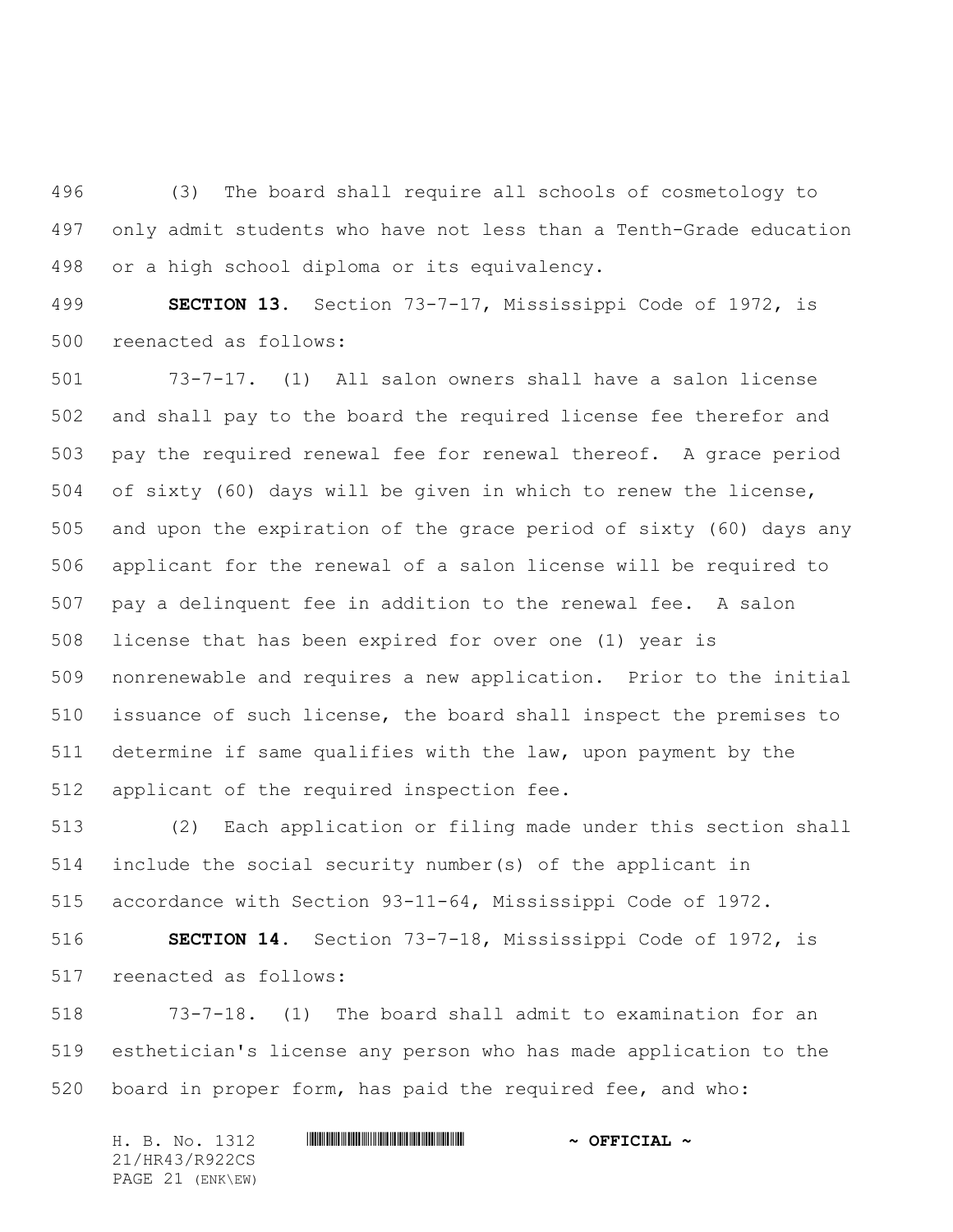(3) The board shall require all schools of cosmetology to only admit students who have not less than a Tenth-Grade education or a high school diploma or its equivalency.

**SECTION 13.** Section 73-7-17, Mississippi Code of 1972, is reenacted as follows:

73-7-17. (1) All salon owners shall have a salon license and shall pay to the board the required license fee therefor and pay the required renewal fee for renewal thereof. A grace period of sixty (60) days will be given in which to renew the license, and upon the expiration of the grace period of sixty (60) days any applicant for the renewal of a salon license will be required to pay a delinquent fee in addition to the renewal fee. A salon license that has been expired for over one (1) year is nonrenewable and requires a new application. Prior to the initial issuance of such license, the board shall inspect the premises to determine if same qualifies with the law, upon payment by the applicant of the required inspection fee.

(2) Each application or filing made under this section shall include the social security number(s) of the applicant in accordance with Section 93-11-64, Mississippi Code of 1972.

**SECTION 14.** Section 73-7-18, Mississippi Code of 1972, is reenacted as follows:

73-7-18. (1) The board shall admit to examination for an esthetician's license any person who has made application to the board in proper form, has paid the required fee, and who: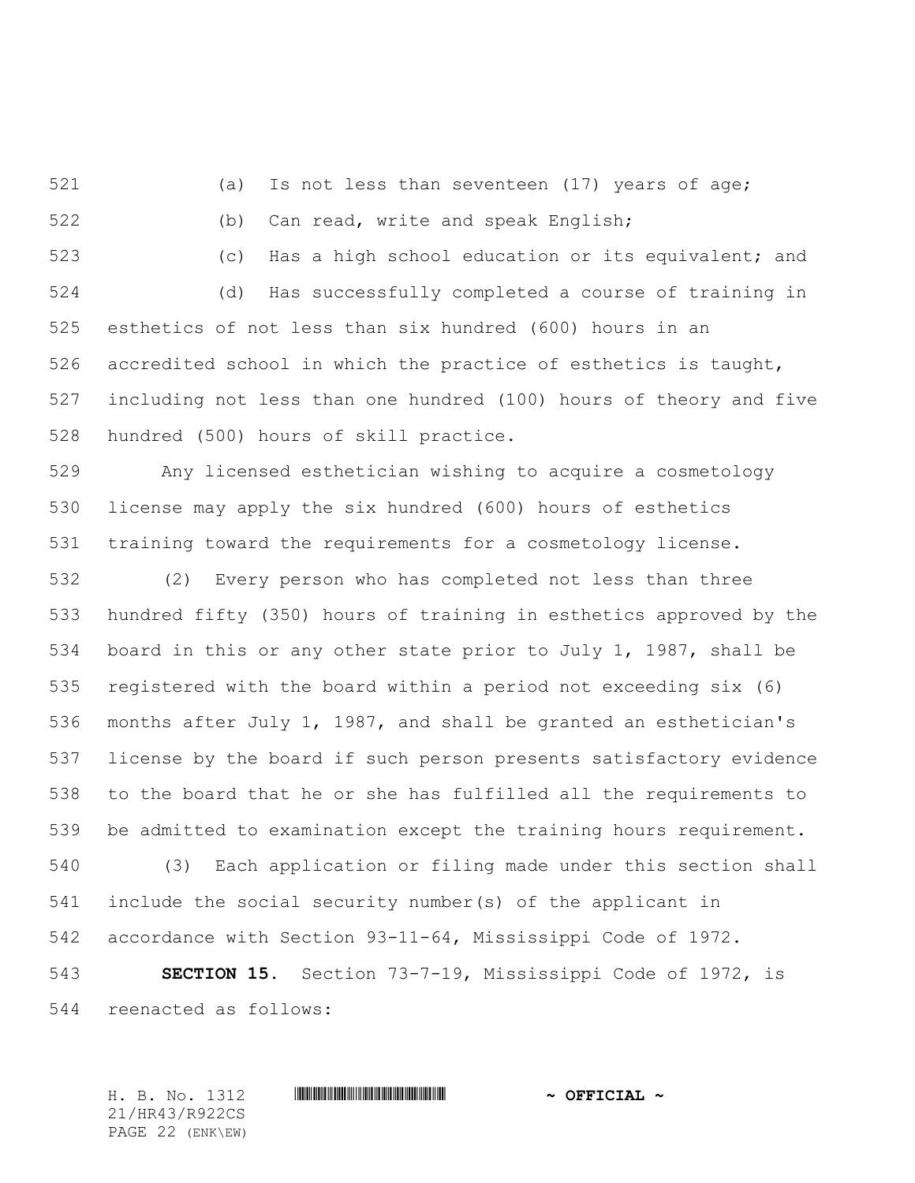(a) Is not less than seventeen (17) years of age;

(b) Can read, write and speak English;

(c) Has a high school education or its equivalent; and

(d) Has successfully completed a course of training in esthetics of not less than six hundred (600) hours in an accredited school in which the practice of esthetics is taught, including not less than one hundred (100) hours of theory and five hundred (500) hours of skill practice.

Any licensed esthetician wishing to acquire a cosmetology license may apply the six hundred (600) hours of esthetics training toward the requirements for a cosmetology license.

(2) Every person who has completed not less than three hundred fifty (350) hours of training in esthetics approved by the board in this or any other state prior to July 1, 1987, shall be registered with the board within a period not exceeding six (6) months after July 1, 1987, and shall be granted an esthetician's license by the board if such person presents satisfactory evidence to the board that he or she has fulfilled all the requirements to be admitted to examination except the training hours requirement.

(3) Each application or filing made under this section shall include the social security number(s) of the applicant in accordance with Section 93-11-64, Mississippi Code of 1972.

**SECTION 15.** Section 73-7-19, Mississippi Code of 1972, is reenacted as follows: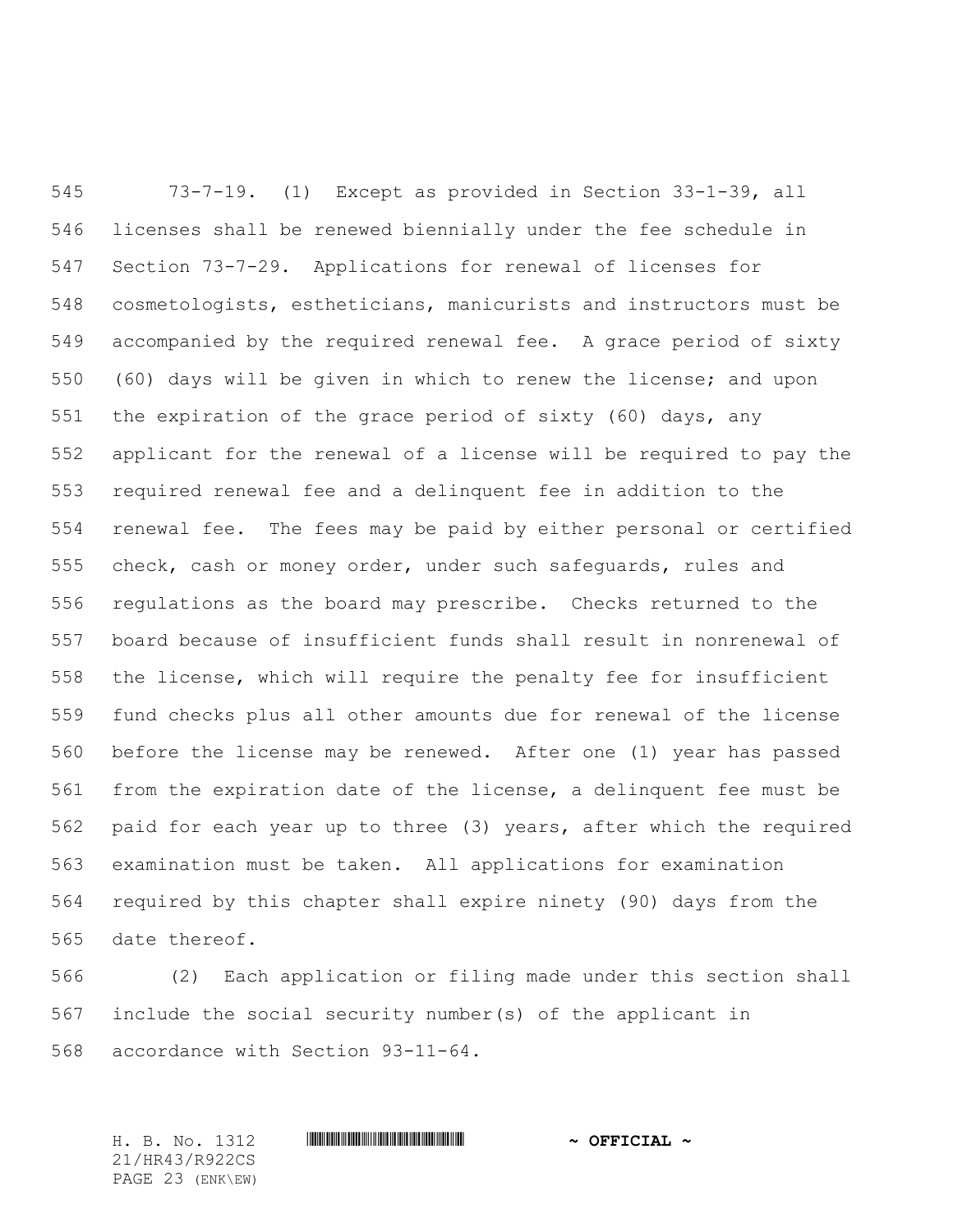73-7-19. (1) Except as provided in Section 33-1-39, all licenses shall be renewed biennially under the fee schedule in Section 73-7-29. Applications for renewal of licenses for cosmetologists, estheticians, manicurists and instructors must be accompanied by the required renewal fee. A grace period of sixty (60) days will be given in which to renew the license; and upon the expiration of the grace period of sixty (60) days, any applicant for the renewal of a license will be required to pay the required renewal fee and a delinquent fee in addition to the renewal fee. The fees may be paid by either personal or certified check, cash or money order, under such safeguards, rules and regulations as the board may prescribe. Checks returned to the board because of insufficient funds shall result in nonrenewal of the license, which will require the penalty fee for insufficient fund checks plus all other amounts due for renewal of the license before the license may be renewed. After one (1) year has passed from the expiration date of the license, a delinquent fee must be paid for each year up to three (3) years, after which the required examination must be taken. All applications for examination required by this chapter shall expire ninety (90) days from the date thereof.

(2) Each application or filing made under this section shall include the social security number(s) of the applicant in accordance with Section 93-11-64.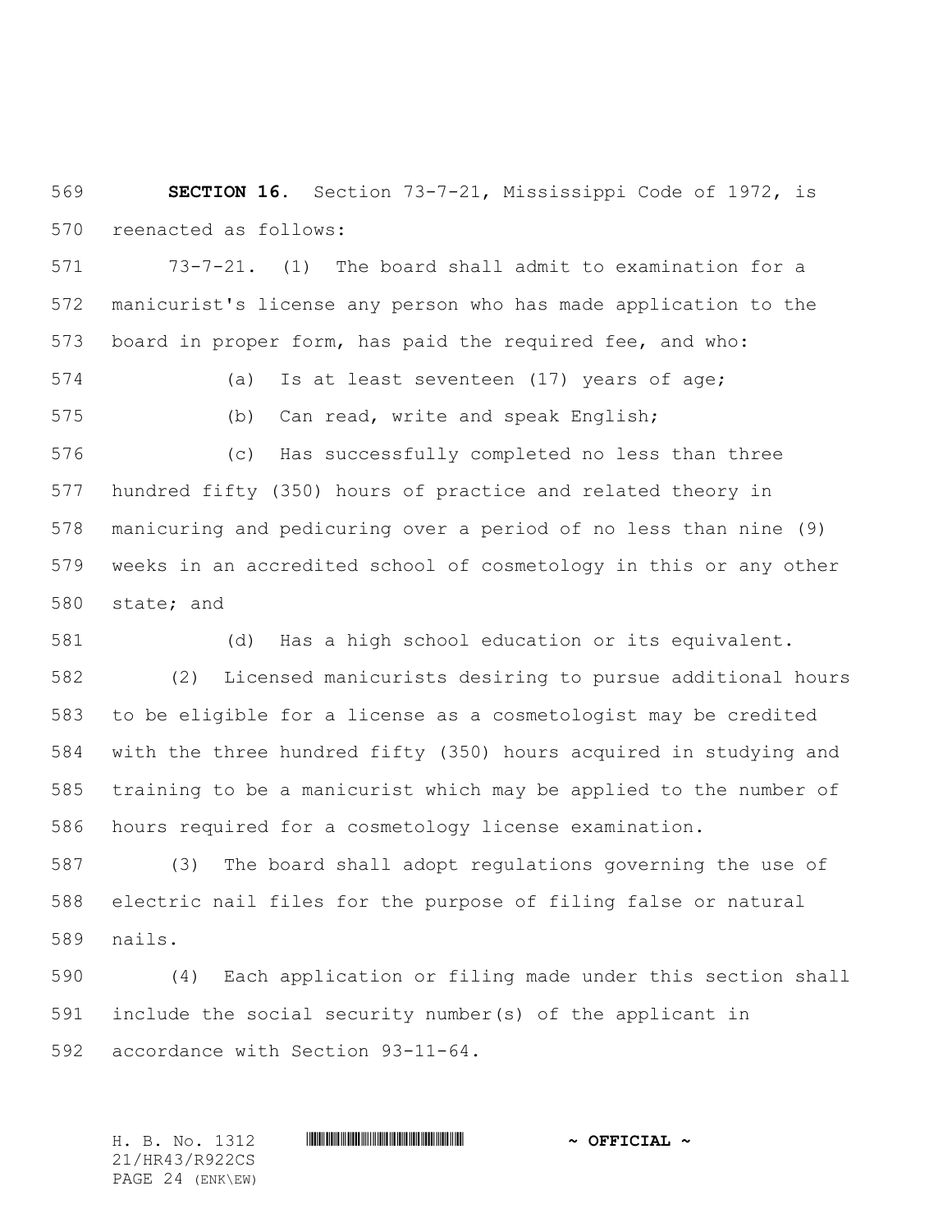**SECTION 16.** Section 73-7-21, Mississippi Code of 1972, is reenacted as follows:

73-7-21. (1) The board shall admit to examination for a manicurist's license any person who has made application to the board in proper form, has paid the required fee, and who:

(a) Is at least seventeen (17) years of age;

(b) Can read, write and speak English;

(c) Has successfully completed no less than three hundred fifty (350) hours of practice and related theory in manicuring and pedicuring over a period of no less than nine (9) weeks in an accredited school of cosmetology in this or any other state; and

(d) Has a high school education or its equivalent.

(2) Licensed manicurists desiring to pursue additional hours to be eligible for a license as a cosmetologist may be credited with the three hundred fifty (350) hours acquired in studying and training to be a manicurist which may be applied to the number of hours required for a cosmetology license examination.

(3) The board shall adopt regulations governing the use of electric nail files for the purpose of filing false or natural nails.

(4) Each application or filing made under this section shall include the social security number(s) of the applicant in accordance with Section 93-11-64.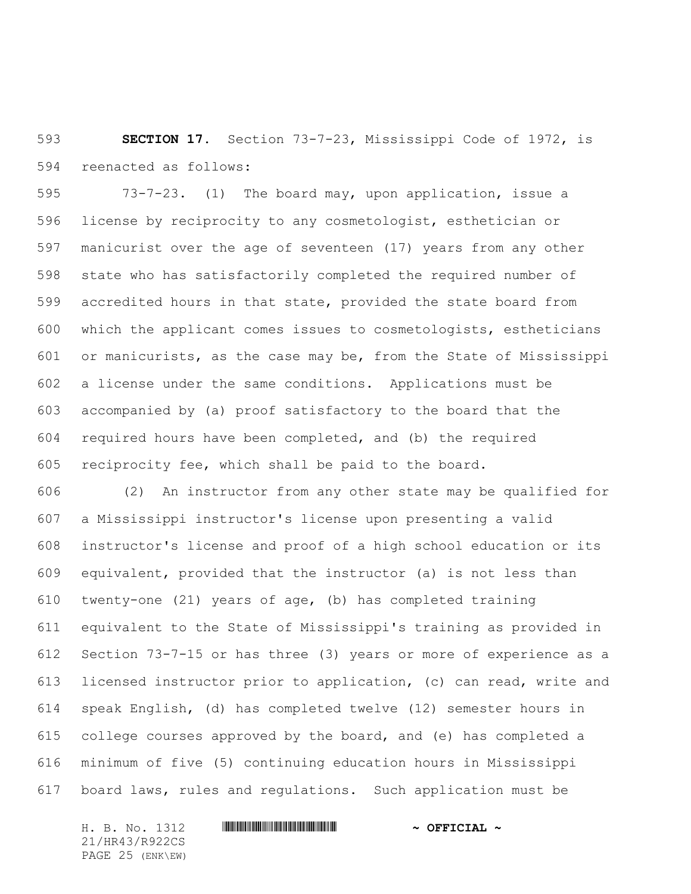**SECTION 17.** Section 73-7-23, Mississippi Code of 1972, is reenacted as follows:

73-7-23. (1) The board may, upon application, issue a license by reciprocity to any cosmetologist, esthetician or manicurist over the age of seventeen (17) years from any other state who has satisfactorily completed the required number of accredited hours in that state, provided the state board from which the applicant comes issues to cosmetologists, estheticians or manicurists, as the case may be, from the State of Mississippi a license under the same conditions. Applications must be accompanied by (a) proof satisfactory to the board that the required hours have been completed, and (b) the required reciprocity fee, which shall be paid to the board.

(2) An instructor from any other state may be qualified for a Mississippi instructor's license upon presenting a valid instructor's license and proof of a high school education or its equivalent, provided that the instructor (a) is not less than twenty-one (21) years of age, (b) has completed training equivalent to the State of Mississippi's training as provided in Section 73-7-15 or has three (3) years or more of experience as a licensed instructor prior to application, (c) can read, write and speak English, (d) has completed twelve (12) semester hours in college courses approved by the board, and (e) has completed a minimum of five (5) continuing education hours in Mississippi board laws, rules and regulations. Such application must be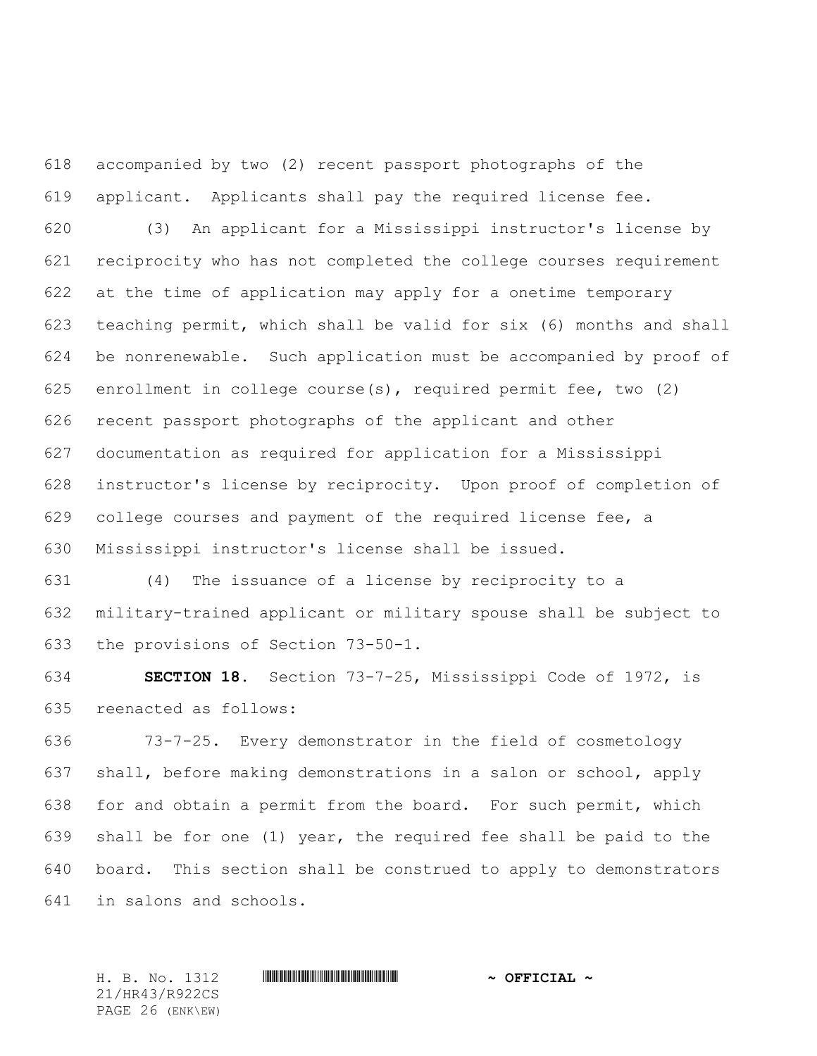accompanied by two (2) recent passport photographs of the applicant. Applicants shall pay the required license fee.

(3) An applicant for a Mississippi instructor's license by reciprocity who has not completed the college courses requirement at the time of application may apply for a onetime temporary teaching permit, which shall be valid for six (6) months and shall be nonrenewable. Such application must be accompanied by proof of enrollment in college course(s), required permit fee, two (2) recent passport photographs of the applicant and other documentation as required for application for a Mississippi instructor's license by reciprocity. Upon proof of completion of college courses and payment of the required license fee, a Mississippi instructor's license shall be issued.

(4) The issuance of a license by reciprocity to a military-trained applicant or military spouse shall be subject to the provisions of Section 73-50-1.

**SECTION 18.** Section 73-7-25, Mississippi Code of 1972, is reenacted as follows:

73-7-25. Every demonstrator in the field of cosmetology shall, before making demonstrations in a salon or school, apply for and obtain a permit from the board. For such permit, which shall be for one (1) year, the required fee shall be paid to the board. This section shall be construed to apply to demonstrators in salons and schools.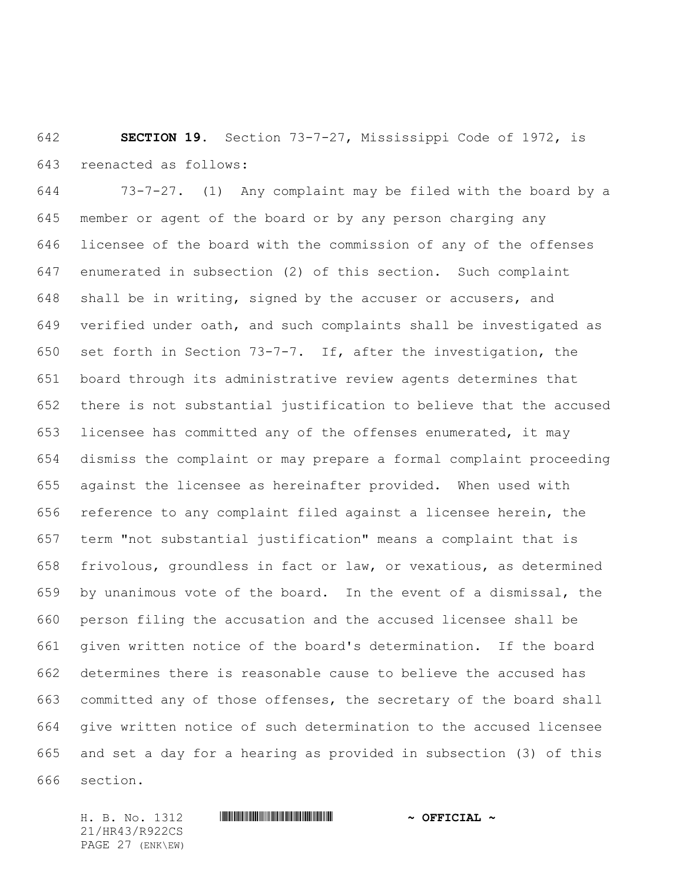**SECTION 19.** Section 73-7-27, Mississippi Code of 1972, is reenacted as follows:

73-7-27. (1) Any complaint may be filed with the board by a member or agent of the board or by any person charging any licensee of the board with the commission of any of the offenses enumerated in subsection (2) of this section. Such complaint shall be in writing, signed by the accuser or accusers, and verified under oath, and such complaints shall be investigated as set forth in Section 73-7-7. If, after the investigation, the board through its administrative review agents determines that there is not substantial justification to believe that the accused licensee has committed any of the offenses enumerated, it may dismiss the complaint or may prepare a formal complaint proceeding against the licensee as hereinafter provided. When used with reference to any complaint filed against a licensee herein, the term "not substantial justification" means a complaint that is frivolous, groundless in fact or law, or vexatious, as determined by unanimous vote of the board. In the event of a dismissal, the person filing the accusation and the accused licensee shall be given written notice of the board's determination. If the board determines there is reasonable cause to believe the accused has committed any of those offenses, the secretary of the board shall give written notice of such determination to the accused licensee and set a day for a hearing as provided in subsection (3) of this section.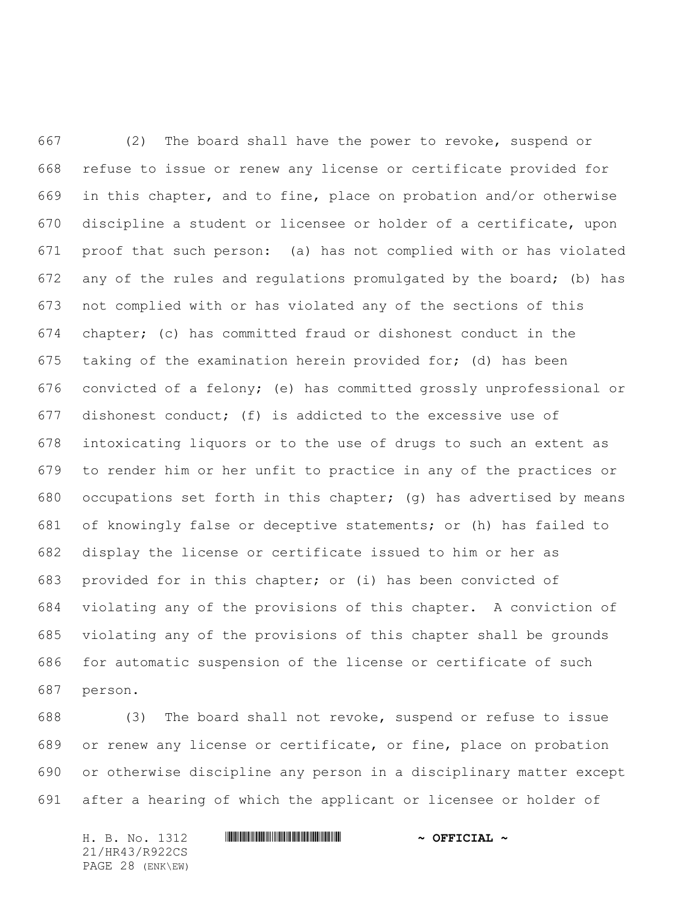(2) The board shall have the power to revoke, suspend or refuse to issue or renew any license or certificate provided for in this chapter, and to fine, place on probation and/or otherwise discipline a student or licensee or holder of a certificate, upon proof that such person: (a) has not complied with or has violated any of the rules and regulations promulgated by the board; (b) has not complied with or has violated any of the sections of this chapter; (c) has committed fraud or dishonest conduct in the taking of the examination herein provided for; (d) has been convicted of a felony; (e) has committed grossly unprofessional or dishonest conduct; (f) is addicted to the excessive use of intoxicating liquors or to the use of drugs to such an extent as to render him or her unfit to practice in any of the practices or occupations set forth in this chapter; (g) has advertised by means of knowingly false or deceptive statements; or (h) has failed to display the license or certificate issued to him or her as provided for in this chapter; or (i) has been convicted of violating any of the provisions of this chapter. A conviction of violating any of the provisions of this chapter shall be grounds for automatic suspension of the license or certificate of such person.

(3) The board shall not revoke, suspend or refuse to issue or renew any license or certificate, or fine, place on probation or otherwise discipline any person in a disciplinary matter except after a hearing of which the applicant or licensee or holder of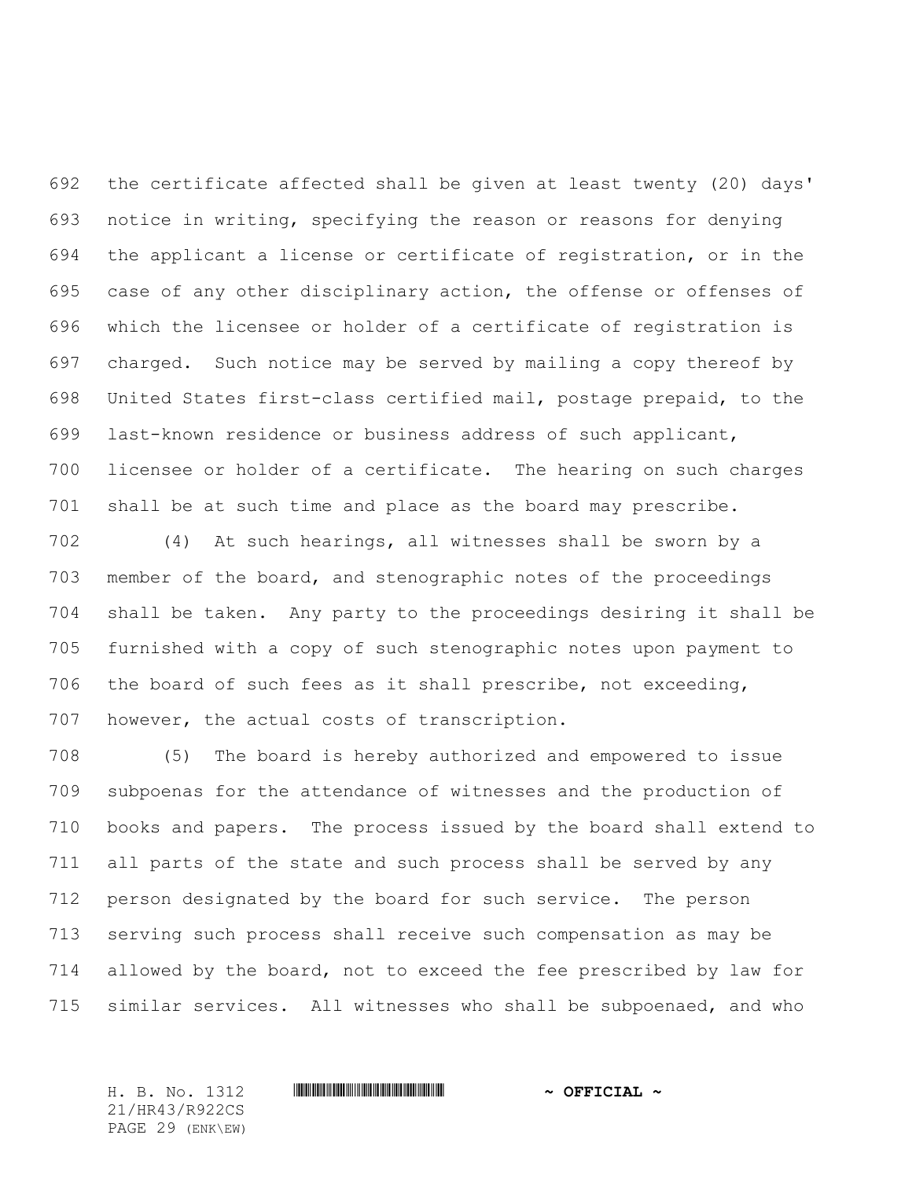the certificate affected shall be given at least twenty (20) days' notice in writing, specifying the reason or reasons for denying the applicant a license or certificate of registration, or in the case of any other disciplinary action, the offense or offenses of which the licensee or holder of a certificate of registration is charged. Such notice may be served by mailing a copy thereof by United States first-class certified mail, postage prepaid, to the last-known residence or business address of such applicant, licensee or holder of a certificate. The hearing on such charges shall be at such time and place as the board may prescribe.

(4) At such hearings, all witnesses shall be sworn by a member of the board, and stenographic notes of the proceedings shall be taken. Any party to the proceedings desiring it shall be furnished with a copy of such stenographic notes upon payment to the board of such fees as it shall prescribe, not exceeding, however, the actual costs of transcription.

(5) The board is hereby authorized and empowered to issue subpoenas for the attendance of witnesses and the production of books and papers. The process issued by the board shall extend to all parts of the state and such process shall be served by any person designated by the board for such service. The person serving such process shall receive such compensation as may be allowed by the board, not to exceed the fee prescribed by law for similar services. All witnesses who shall be subpoenaed, and who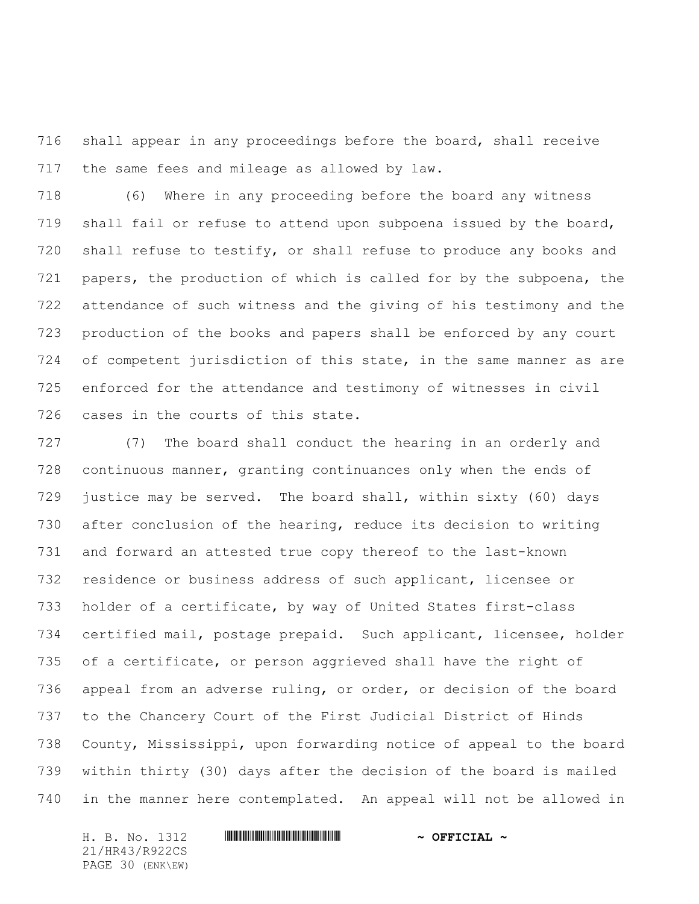shall appear in any proceedings before the board, shall receive the same fees and mileage as allowed by law.

(6) Where in any proceeding before the board any witness shall fail or refuse to attend upon subpoena issued by the board, shall refuse to testify, or shall refuse to produce any books and papers, the production of which is called for by the subpoena, the attendance of such witness and the giving of his testimony and the production of the books and papers shall be enforced by any court of competent jurisdiction of this state, in the same manner as are enforced for the attendance and testimony of witnesses in civil cases in the courts of this state.

(7) The board shall conduct the hearing in an orderly and continuous manner, granting continuances only when the ends of justice may be served. The board shall, within sixty (60) days after conclusion of the hearing, reduce its decision to writing and forward an attested true copy thereof to the last-known residence or business address of such applicant, licensee or holder of a certificate, by way of United States first-class certified mail, postage prepaid. Such applicant, licensee, holder of a certificate, or person aggrieved shall have the right of appeal from an adverse ruling, or order, or decision of the board to the Chancery Court of the First Judicial District of Hinds County, Mississippi, upon forwarding notice of appeal to the board within thirty (30) days after the decision of the board is mailed in the manner here contemplated. An appeal will not be allowed in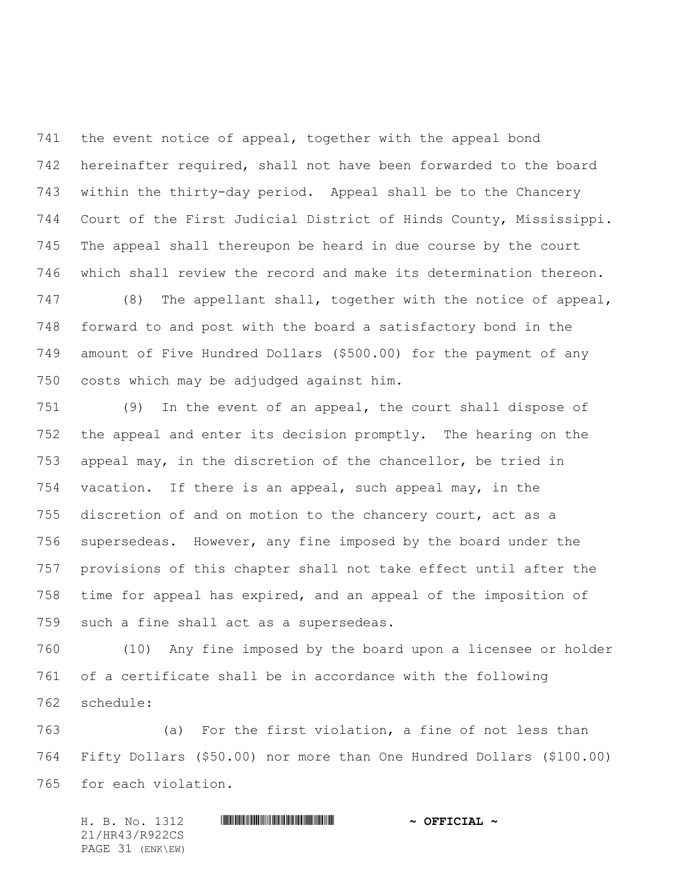the event notice of appeal, together with the appeal bond hereinafter required, shall not have been forwarded to the board within the thirty-day period. Appeal shall be to the Chancery Court of the First Judicial District of Hinds County, Mississippi. The appeal shall thereupon be heard in due course by the court which shall review the record and make its determination thereon.

(8) The appellant shall, together with the notice of appeal, forward to and post with the board a satisfactory bond in the amount of Five Hundred Dollars ($500.00) for the payment of any costs which may be adjudged against him.

(9) In the event of an appeal, the court shall dispose of the appeal and enter its decision promptly. The hearing on the appeal may, in the discretion of the chancellor, be tried in vacation. If there is an appeal, such appeal may, in the discretion of and on motion to the chancery court, act as a supersedeas. However, any fine imposed by the board under the provisions of this chapter shall not take effect until after the time for appeal has expired, and an appeal of the imposition of such a fine shall act as a supersedeas.

(10) Any fine imposed by the board upon a licensee or holder of a certificate shall be in accordance with the following schedule:

(a) For the first violation, a fine of not less than Fifty Dollars ($50.00) nor more than One Hundred Dollars ($100.00) for each violation.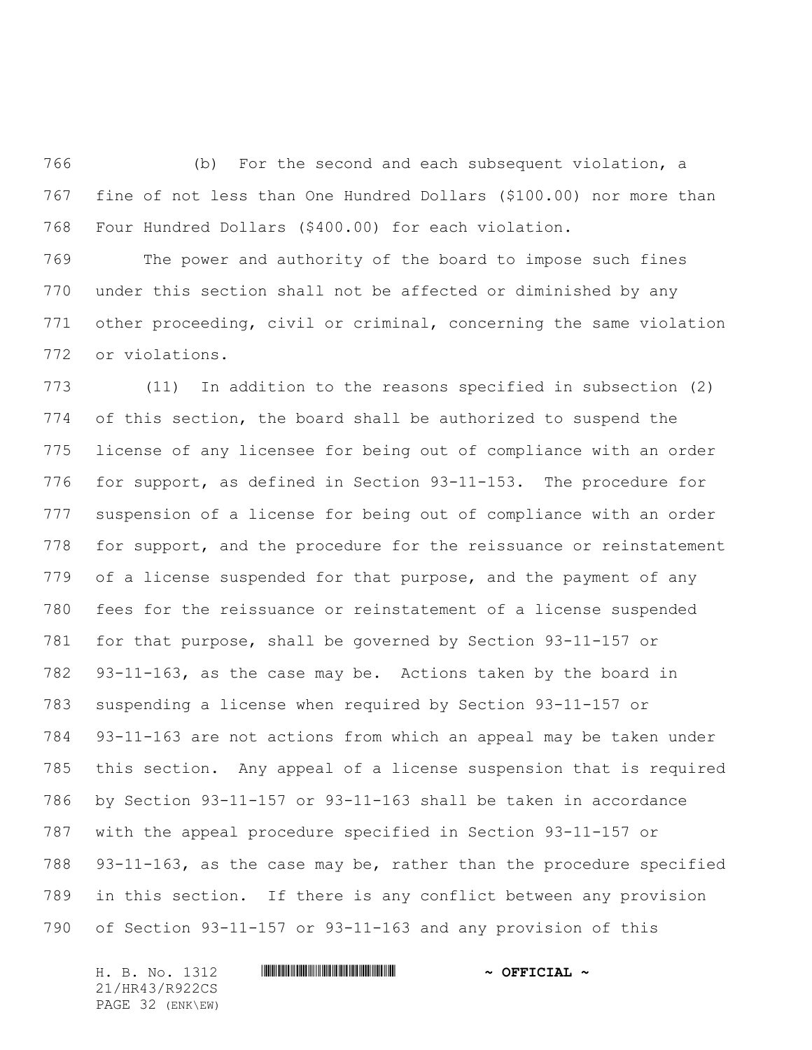(b) For the second and each subsequent violation, a fine of not less than One Hundred Dollars ($100.00) nor more than Four Hundred Dollars ($400.00) for each violation.

The power and authority of the board to impose such fines under this section shall not be affected or diminished by any other proceeding, civil or criminal, concerning the same violation or violations.

(11) In addition to the reasons specified in subsection (2) of this section, the board shall be authorized to suspend the license of any licensee for being out of compliance with an order for support, as defined in Section 93-11-153. The procedure for suspension of a license for being out of compliance with an order for support, and the procedure for the reissuance or reinstatement of a license suspended for that purpose, and the payment of any fees for the reissuance or reinstatement of a license suspended for that purpose, shall be governed by Section 93-11-157 or 93-11-163, as the case may be. Actions taken by the board in suspending a license when required by Section 93-11-157 or 93-11-163 are not actions from which an appeal may be taken under this section. Any appeal of a license suspension that is required by Section 93-11-157 or 93-11-163 shall be taken in accordance with the appeal procedure specified in Section 93-11-157 or 93-11-163, as the case may be, rather than the procedure specified in this section. If there is any conflict between any provision of Section 93-11-157 or 93-11-163 and any provision of this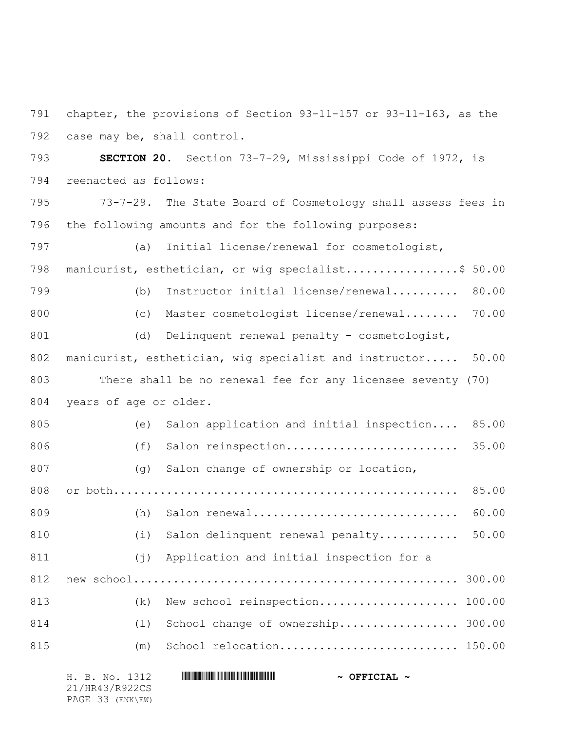chapter, the provisions of Section 93-11-157 or 93-11-163, as the case may be, shall control.

**SECTION 20.** Section 73-7-29, Mississippi Code of 1972, is reenacted as follows:

73-7-29. The State Board of Cosmetology shall assess fees in the following amounts and for the following purposes:

(a) Initial license/renewal for cosmetologist, manicurist, esthetician, or wig specialist.................$ 50.00

(b) Instructor initial license/renewal.......... 80.00

(c) Master cosmetologist license/renewal........ 70.00

(d) Delinquent renewal penalty - cosmetologist, manicurist, esthetician, wig specialist and instructor..... 50.00

There shall be no renewal fee for any licensee seventy (70) years of age or older.

(e) Salon application and initial inspection.... 85.00

(f) Salon reinspection......................... 35.00

(g) Salon change of ownership or location, or both..................................................... 85.00

(h) Salon renewal.............................. 60.00

(i) Salon delinquent renewal penalty............ 50.00

(j) Application and initial inspection for a new school.................................................. 300.00

(k) New school reinspection.................... 100.00

(l) School change of ownership.................. 300.00

(m) School relocation.......................... 150.00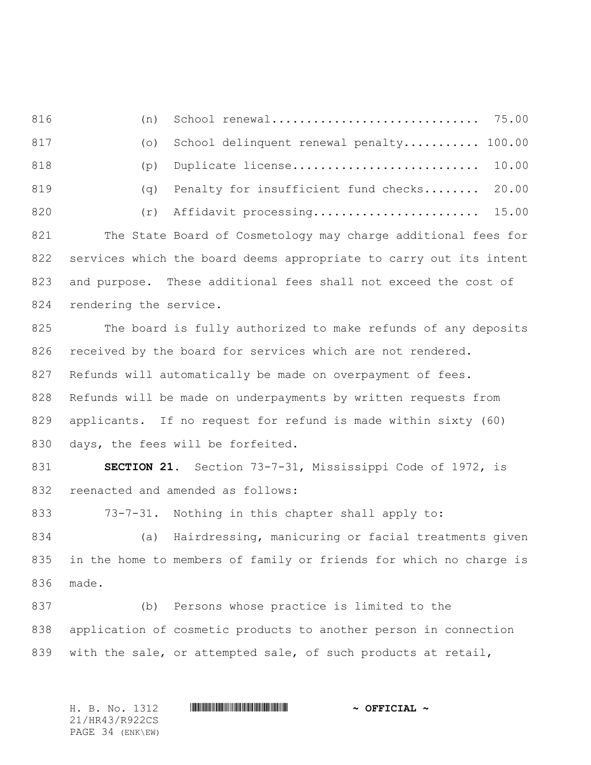(n) School renewal............................. 75.00

(o) School delinquent renewal penalty........... 100.00

(p) Duplicate license........................... 10.00

(q) Penalty for insufficient fund checks........ 20.00

(r) Affidavit processing........................ 15.00

The State Board of Cosmetology may charge additional fees for services which the board deems appropriate to carry out its intent and purpose. These additional fees shall not exceed the cost of rendering the service.

The board is fully authorized to make refunds of any deposits received by the board for services which are not rendered. Refunds will automatically be made on overpayment of fees. Refunds will be made on underpayments by written requests from applicants. If no request for refund is made within sixty (60) days, the fees will be forfeited.

**SECTION 21.** Section 73-7-31, Mississippi Code of 1972, is reenacted and amended as follows:

73-7-31. Nothing in this chapter shall apply to:

(a) Hairdressing, manicuring or facial treatments given in the home to members of family or friends for which no charge is made.

(b) Persons whose practice is limited to the application of cosmetic products to another person in connection with the sale, or attempted sale, of such products at retail,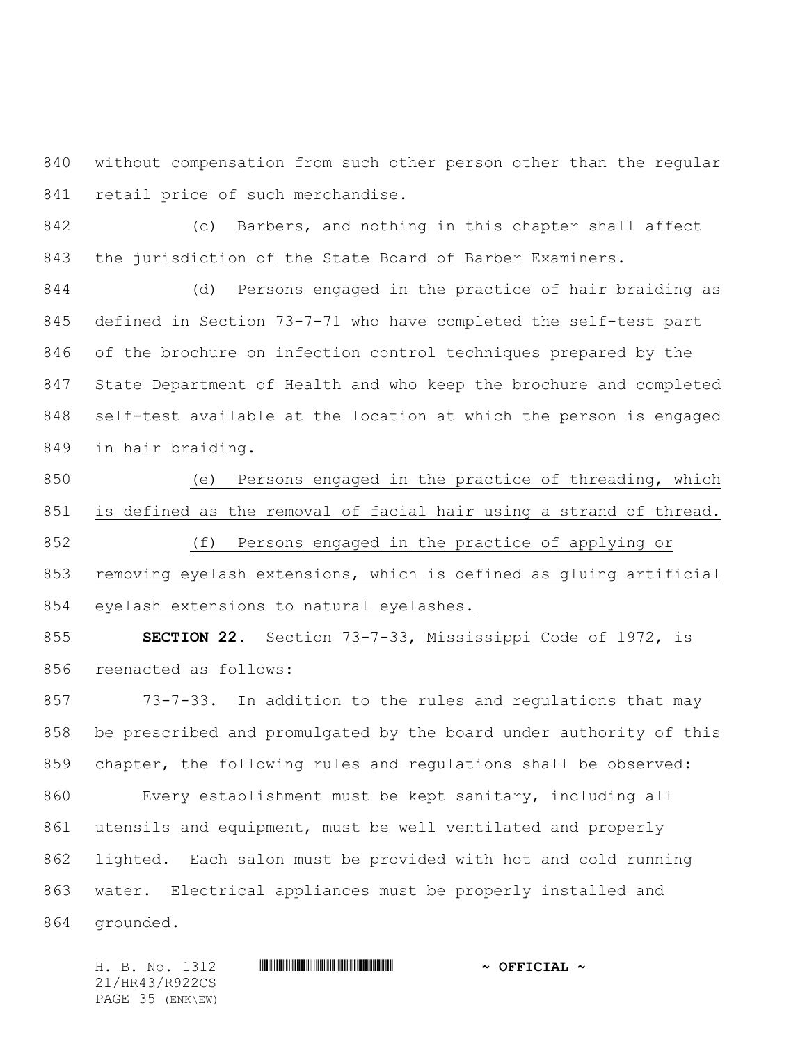without compensation from such other person other than the regular retail price of such merchandise.

(c) Barbers, and nothing in this chapter shall affect the jurisdiction of the State Board of Barber Examiners.

(d) Persons engaged in the practice of hair braiding as defined in Section 73-7-71 who have completed the self-test part of the brochure on infection control techniques prepared by the State Department of Health and who keep the brochure and completed self-test available at the location at which the person is engaged in hair braiding.

<u>(e) Persons engaged in the practice of threading, which is defined as the removal of facial hair using a strand of thread.</u>

<u>(f) Persons engaged in the practice of applying or removing eyelash extensions, which is defined as gluing artificial eyelash extensions to natural eyelashes.</u>

**SECTION 22.** Section 73-7-33, Mississippi Code of 1972, is reenacted as follows:

73-7-33. In addition to the rules and regulations that may be prescribed and promulgated by the board under authority of this chapter, the following rules and regulations shall be observed:

Every establishment must be kept sanitary, including all utensils and equipment, must be well ventilated and properly lighted. Each salon must be provided with hot and cold running water. Electrical appliances must be properly installed and grounded.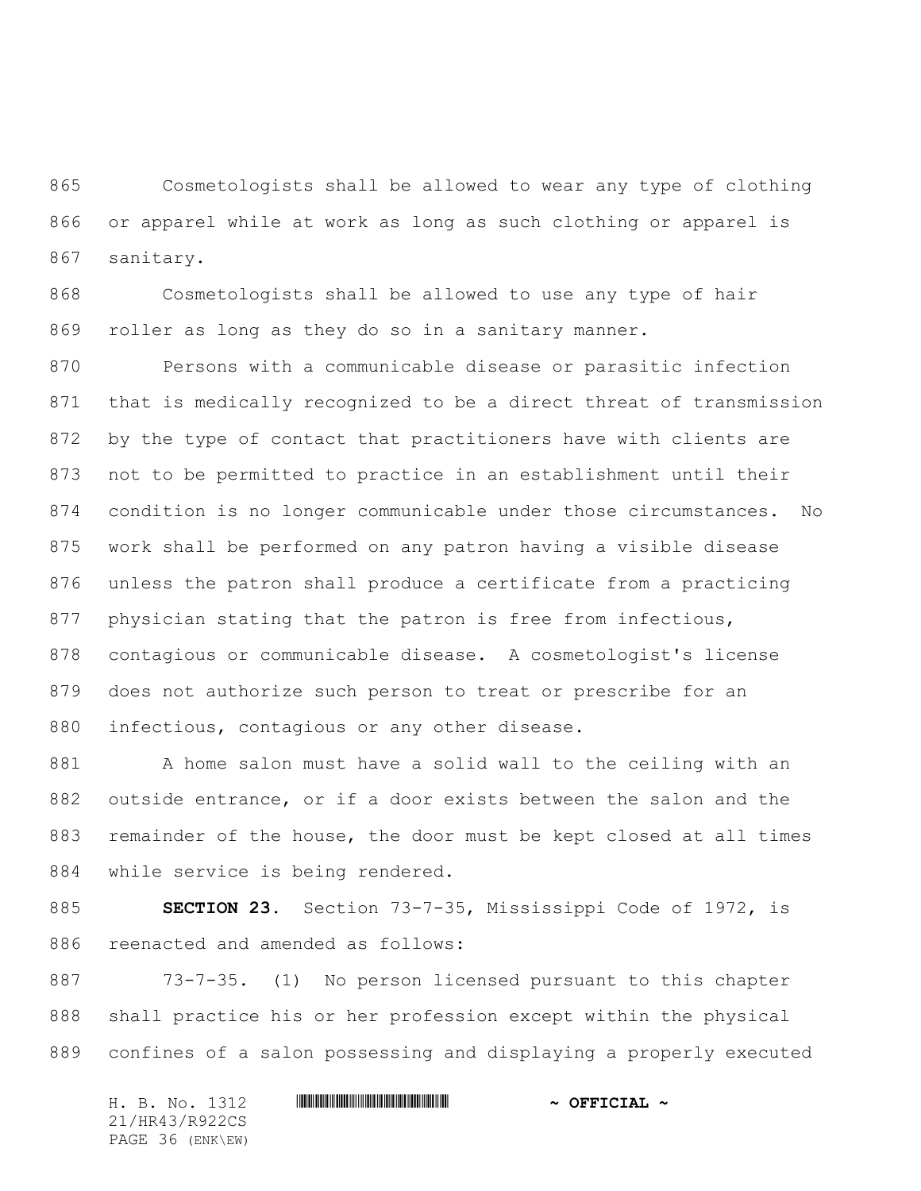Cosmetologists shall be allowed to wear any type of clothing or apparel while at work as long as such clothing or apparel is sanitary.

Cosmetologists shall be allowed to use any type of hair roller as long as they do so in a sanitary manner.

Persons with a communicable disease or parasitic infection that is medically recognized to be a direct threat of transmission by the type of contact that practitioners have with clients are not to be permitted to practice in an establishment until their condition is no longer communicable under those circumstances. No work shall be performed on any patron having a visible disease unless the patron shall produce a certificate from a practicing physician stating that the patron is free from infectious, contagious or communicable disease. A cosmetologist's license does not authorize such person to treat or prescribe for an infectious, contagious or any other disease.

A home salon must have a solid wall to the ceiling with an outside entrance, or if a door exists between the salon and the remainder of the house, the door must be kept closed at all times while service is being rendered.

**SECTION 23.** Section 73-7-35, Mississippi Code of 1972, is reenacted and amended as follows:

73-7-35. (1) No person licensed pursuant to this chapter shall practice his or her profession except within the physical confines of a salon possessing and displaying a properly executed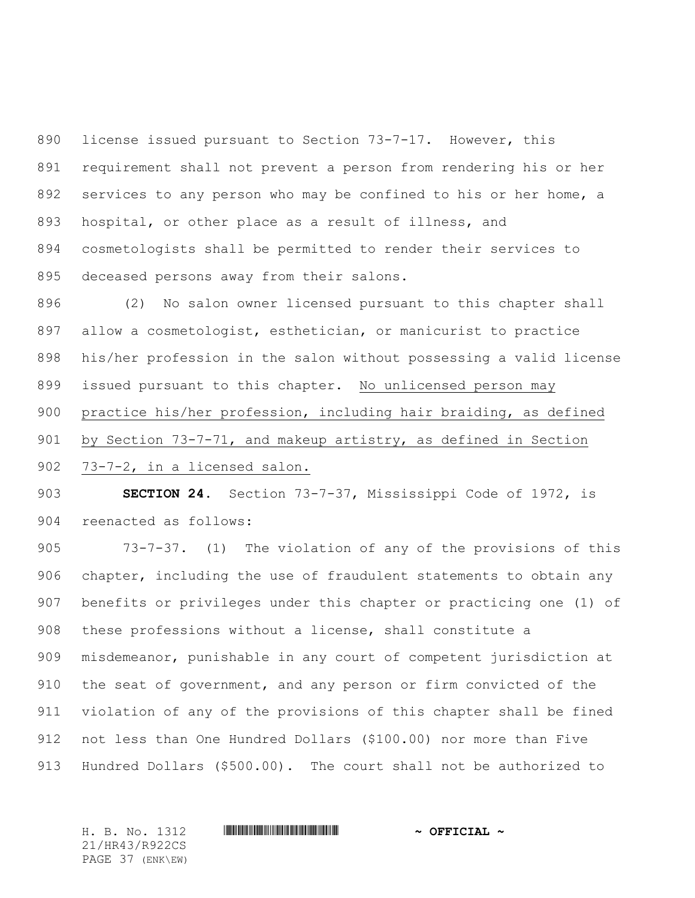license issued pursuant to Section 73-7-17. However, this requirement shall not prevent a person from rendering his or her services to any person who may be confined to his or her home, a hospital, or other place as a result of illness, and cosmetologists shall be permitted to render their services to deceased persons away from their salons.

(2) No salon owner licensed pursuant to this chapter shall allow a cosmetologist, esthetician, or manicurist to practice his/her profession in the salon without possessing a valid license issued pursuant to this chapter. <u>No unlicensed person may practice his/her profession, including hair braiding, as defined by Section 73-7-71, and makeup artistry, as defined in Section 73-7-2, in a licensed salon.</u>

**SECTION 24.** Section 73-7-37, Mississippi Code of 1972, is reenacted as follows:

73-7-37. (1) The violation of any of the provisions of this chapter, including the use of fraudulent statements to obtain any benefits or privileges under this chapter or practicing one (1) of these professions without a license, shall constitute a misdemeanor, punishable in any court of competent jurisdiction at the seat of government, and any person or firm convicted of the violation of any of the provisions of this chapter shall be fined not less than One Hundred Dollars ($100.00) nor more than Five Hundred Dollars ($500.00). The court shall not be authorized to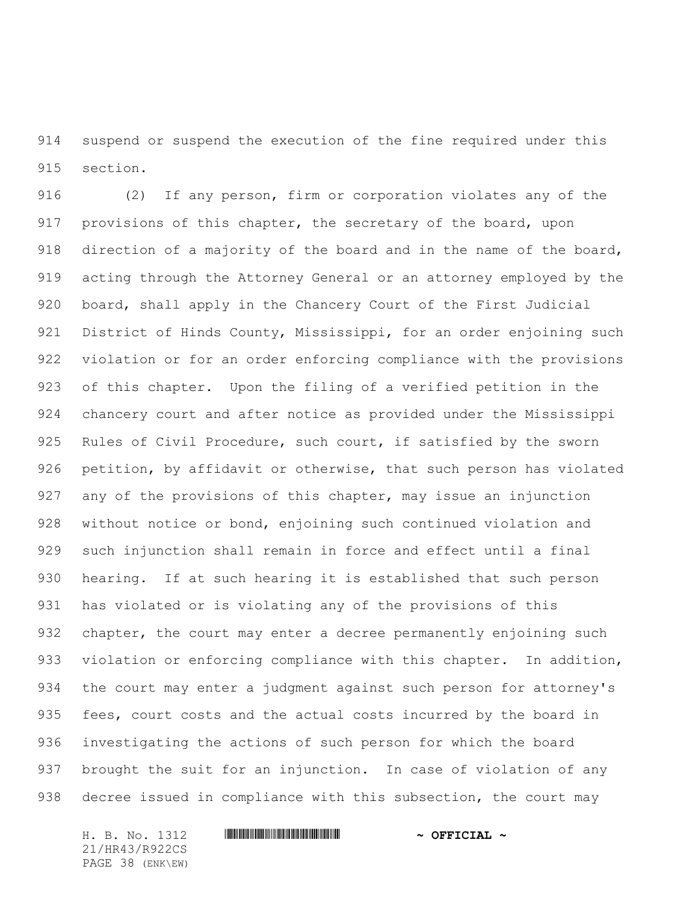suspend or suspend the execution of the fine required under this section.

(2) If any person, firm or corporation violates any of the provisions of this chapter, the secretary of the board, upon direction of a majority of the board and in the name of the board, acting through the Attorney General or an attorney employed by the board, shall apply in the Chancery Court of the First Judicial District of Hinds County, Mississippi, for an order enjoining such violation or for an order enforcing compliance with the provisions of this chapter. Upon the filing of a verified petition in the chancery court and after notice as provided under the Mississippi Rules of Civil Procedure, such court, if satisfied by the sworn petition, by affidavit or otherwise, that such person has violated any of the provisions of this chapter, may issue an injunction without notice or bond, enjoining such continued violation and such injunction shall remain in force and effect until a final hearing. If at such hearing it is established that such person has violated or is violating any of the provisions of this chapter, the court may enter a decree permanently enjoining such violation or enforcing compliance with this chapter. In addition, the court may enter a judgment against such person for attorney's fees, court costs and the actual costs incurred by the board in investigating the actions of such person for which the board brought the suit for an injunction. In case of violation of any decree issued in compliance with this subsection, the court may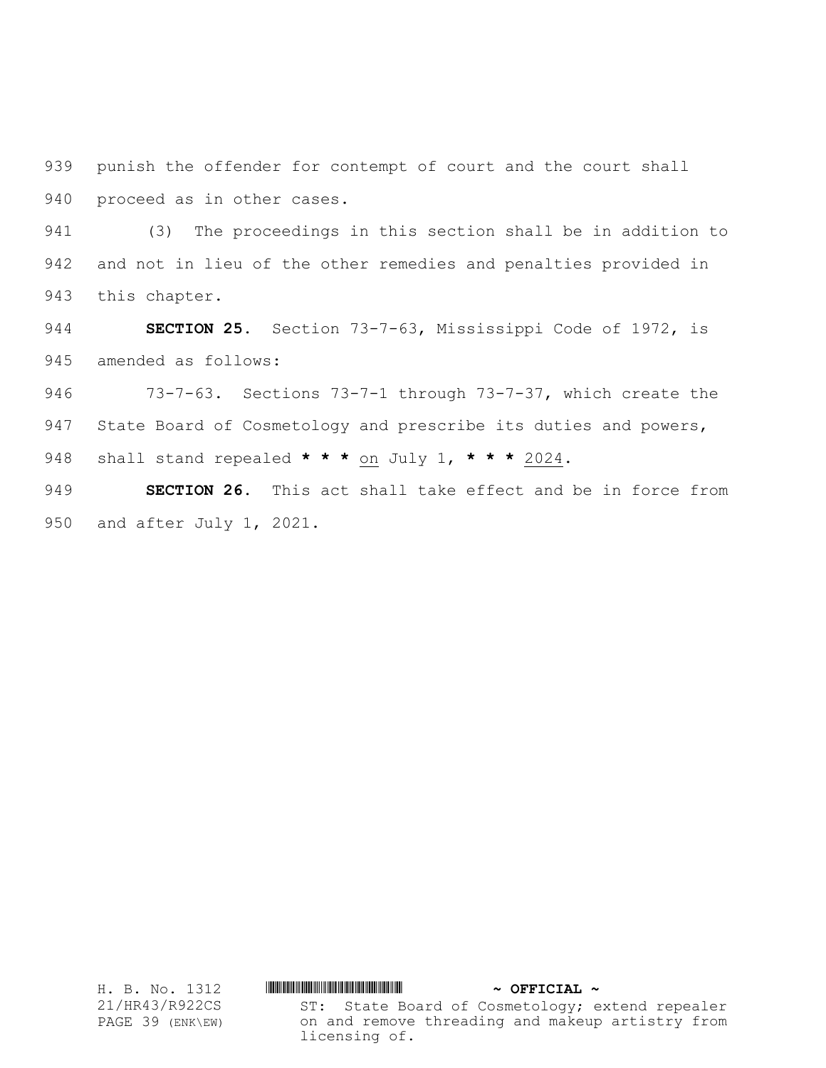punish the offender for contempt of court and the court shall proceed as in other cases.

(3) The proceedings in this section shall be in addition to and not in lieu of the other remedies and penalties provided in this chapter.

**SECTION 25.** Section 73-7-63, Mississippi Code of 1972, is amended as follows:

73-7-63. Sections 73-7-1 through 73-7-37, which create the State Board of Cosmetology and prescribe its duties and powers, shall stand repealed **\* \* \*** <u>on</u> July 1, **\* \* \*** <u>2024</u>.

**SECTION 26.** This act shall take effect and be in force from and after July 1, 2021.